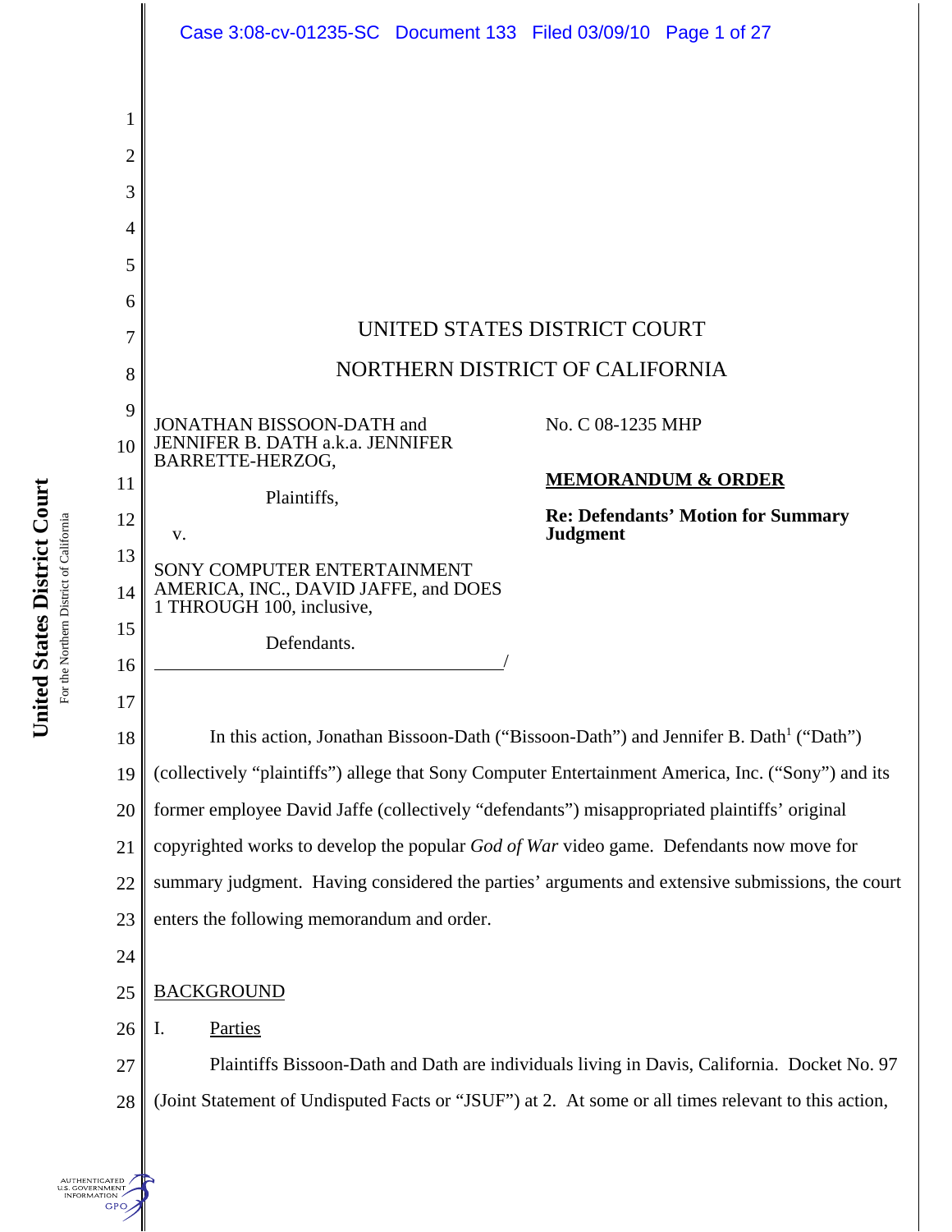UNITED STATES DISTRICT COURT

NORTHERN DISTRICT OF CALIFORNIA

JONATHAN BISSOON-DATH and JENNIFER B. DATH a.k.a. JENNIFER BARRETTE-HERZOG,

Plaintiffs,

v.

SONY COMPUTER ENTERTAINMENT AMERICA, INC., DAVID JAFFE, and DOES 1 THROUGH 100, inclusive,

Defendants.

No. C 08-1235 MHP

**MEMORANDUM & ORDER**

**Re: Defendants' Motion for Summary Judgment**

In this action, Jonathan Bissoon-Dath ("Bissoon-Dath") and Jennifer B. Dath[1] ("Dath") (collectively "plaintiffs") allege that Sony Computer Entertainment America, Inc. ("Sony") and its former employee David Jaffe (collectively "defendants") misappropriated plaintiffs' original copyrighted works to develop the popular *God of War* video game. Defendants now move for summary judgment. Having considered the parties' arguments and extensive submissions, the court enters the following memorandum and order.

BACKGROUND

I. Parties

Plaintiffs Bissoon-Dath and Dath are individuals living in Davis, California. Docket No. 97 (Joint Statement of Undisputed Facts or "JSUF") at 2. At some or all times relevant to this action,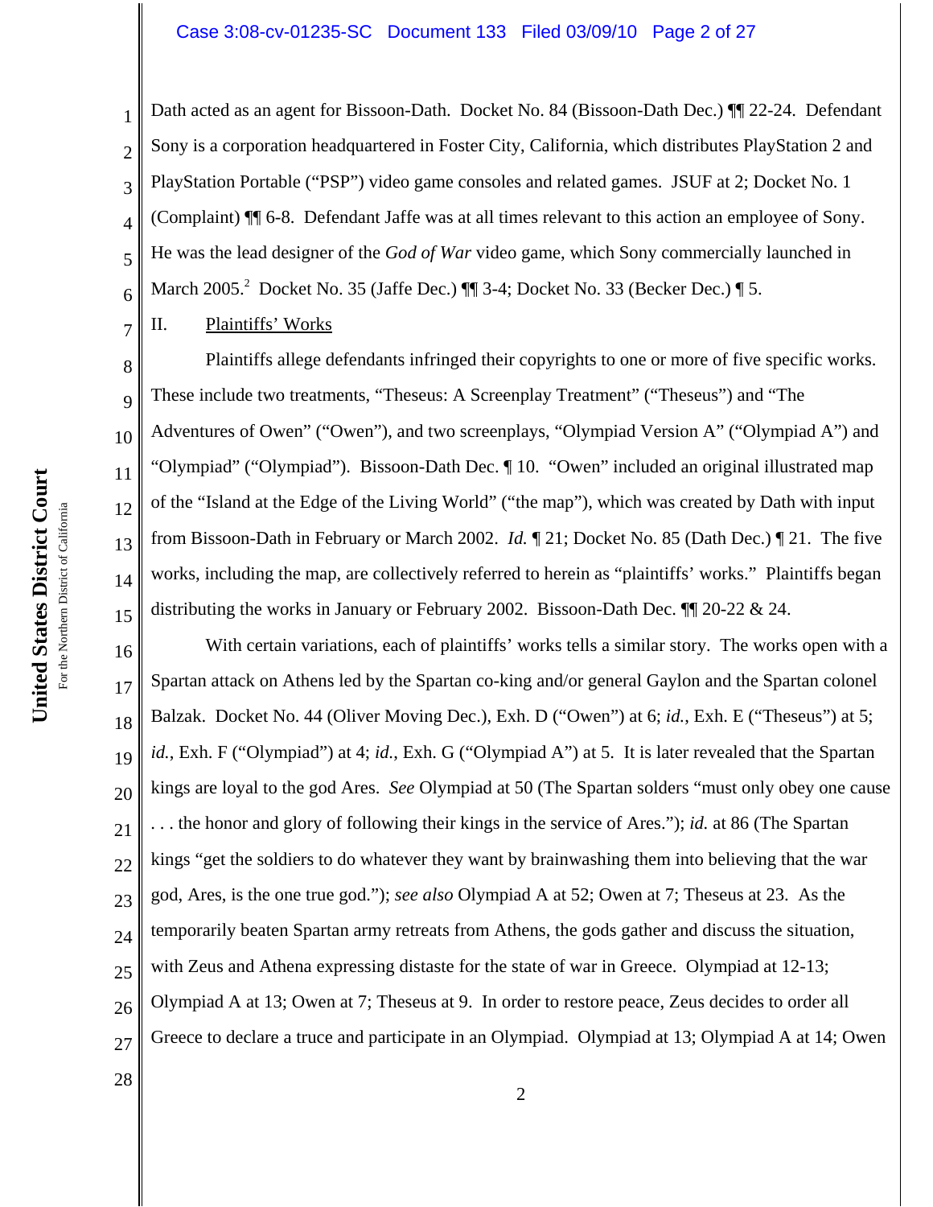Dath acted as an agent for Bissoon-Dath. Docket No. 84 (Bissoon-Dath Dec.) ¶¶ 22-24. Defendant Sony is a corporation headquartered in Foster City, California, which distributes PlayStation 2 and PlayStation Portable ("PSP") video game consoles and related games. JSUF at 2; Docket No. 1 (Complaint) ¶¶ 6-8. Defendant Jaffe was at all times relevant to this action an employee of Sony. He was the lead designer of the *God of War* video game, which Sony commercially launched in March 2005.[2] Docket No. 35 (Jaffe Dec.) ¶¶ 3-4; Docket No. 33 (Becker Dec.) ¶ 5.

II. Plaintiffs' Works

Plaintiffs allege defendants infringed their copyrights to one or more of five specific works. These include two treatments, "Theseus: A Screenplay Treatment" ("Theseus") and "The Adventures of Owen" ("Owen"), and two screenplays, "Olympiad Version A" ("Olympiad A") and "Olympiad" ("Olympiad"). Bissoon-Dath Dec. ¶ 10. "Owen" included an original illustrated map of the "Island at the Edge of the Living World" ("the map"), which was created by Dath with input from Bissoon-Dath in February or March 2002. *Id.* ¶ 21; Docket No. 85 (Dath Dec.) ¶ 21. The five works, including the map, are collectively referred to herein as "plaintiffs' works." Plaintiffs began distributing the works in January or February 2002. Bissoon-Dath Dec. ¶¶ 20-22 & 24.

With certain variations, each of plaintiffs' works tells a similar story. The works open with a Spartan attack on Athens led by the Spartan co-king and/or general Gaylon and the Spartan colonel Balzak. Docket No. 44 (Oliver Moving Dec.), Exh. D ("Owen") at 6; *id.*, Exh. E ("Theseus") at 5; *id.*, Exh. F ("Olympiad") at 4; *id.*, Exh. G ("Olympiad A") at 5. It is later revealed that the Spartan kings are loyal to the god Ares. *See* Olympiad at 50 (The Spartan solders "must only obey one cause . . . the honor and glory of following their kings in the service of Ares."); *id.* at 86 (The Spartan kings "get the soldiers to do whatever they want by brainwashing them into believing that the war god, Ares, is the one true god."); *see also* Olympiad A at 52; Owen at 7; Theseus at 23. As the temporarily beaten Spartan army retreats from Athens, the gods gather and discuss the situation, with Zeus and Athena expressing distaste for the state of war in Greece. Olympiad at 12-13; Olympiad A at 13; Owen at 7; Theseus at 9. In order to restore peace, Zeus decides to order all Greece to declare a truce and participate in an Olympiad. Olympiad at 13; Olympiad A at 14; Owen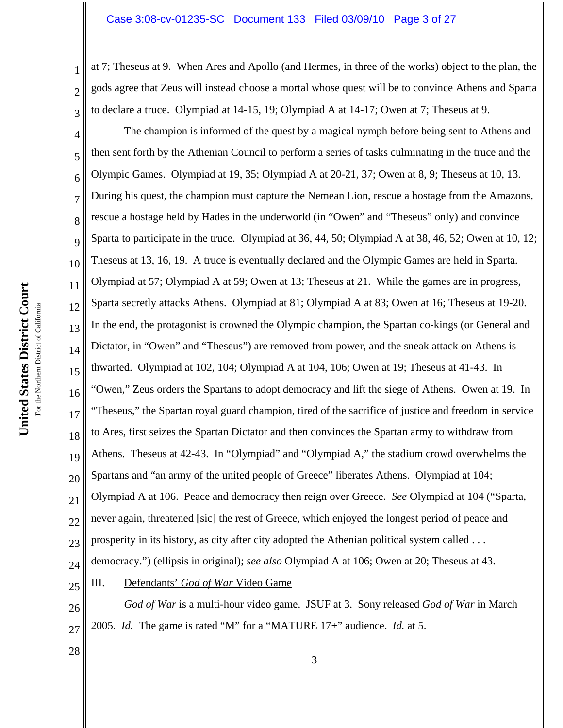at 7; Theseus at 9. When Ares and Apollo (and Hermes, in three of the works) object to the plan, the gods agree that Zeus will instead choose a mortal whose quest will be to convince Athens and Sparta to declare a truce. Olympiad at 14-15, 19; Olympiad A at 14-17; Owen at 7; Theseus at 9.

The champion is informed of the quest by a magical nymph before being sent to Athens and then sent forth by the Athenian Council to perform a series of tasks culminating in the truce and the Olympic Games. Olympiad at 19, 35; Olympiad A at 20-21, 37; Owen at 8, 9; Theseus at 10, 13. During his quest, the champion must capture the Nemean Lion, rescue a hostage from the Amazons, rescue a hostage held by Hades in the underworld (in "Owen" and "Theseus" only) and convince Sparta to participate in the truce. Olympiad at 36, 44, 50; Olympiad A at 38, 46, 52; Owen at 10, 12; Theseus at 13, 16, 19. A truce is eventually declared and the Olympic Games are held in Sparta. Olympiad at 57; Olympiad A at 59; Owen at 13; Theseus at 21. While the games are in progress, Sparta secretly attacks Athens. Olympiad at 81; Olympiad A at 83; Owen at 16; Theseus at 19-20. In the end, the protagonist is crowned the Olympic champion, the Spartan co-kings (or General and Dictator, in "Owen" and "Theseus") are removed from power, and the sneak attack on Athens is thwarted. Olympiad at 102, 104; Olympiad A at 104, 106; Owen at 19; Theseus at 41-43. In "Owen," Zeus orders the Spartans to adopt democracy and lift the siege of Athens. Owen at 19. In "Theseus," the Spartan royal guard champion, tired of the sacrifice of justice and freedom in service to Ares, first seizes the Spartan Dictator and then convinces the Spartan army to withdraw from Athens. Theseus at 42-43. In "Olympiad" and "Olympiad A," the stadium crowd overwhelms the Spartans and "an army of the united people of Greece" liberates Athens. Olympiad at 104; Olympiad A at 106. Peace and democracy then reign over Greece. *See* Olympiad at 104 ("Sparta, never again, threatened [sic] the rest of Greece, which enjoyed the longest period of peace and prosperity in its history, as city after city adopted the Athenian political system called . . . democracy.") (ellipsis in original); *see also* Olympiad A at 106; Owen at 20; Theseus at 43.

## III. Defendants' *God of War* Video Game

*God of War* is a multi-hour video game. JSUF at 3. Sony released *God of War* in March 2005. *Id.* The game is rated "M" for a "MATURE 17+" audience. *Id.* at 5.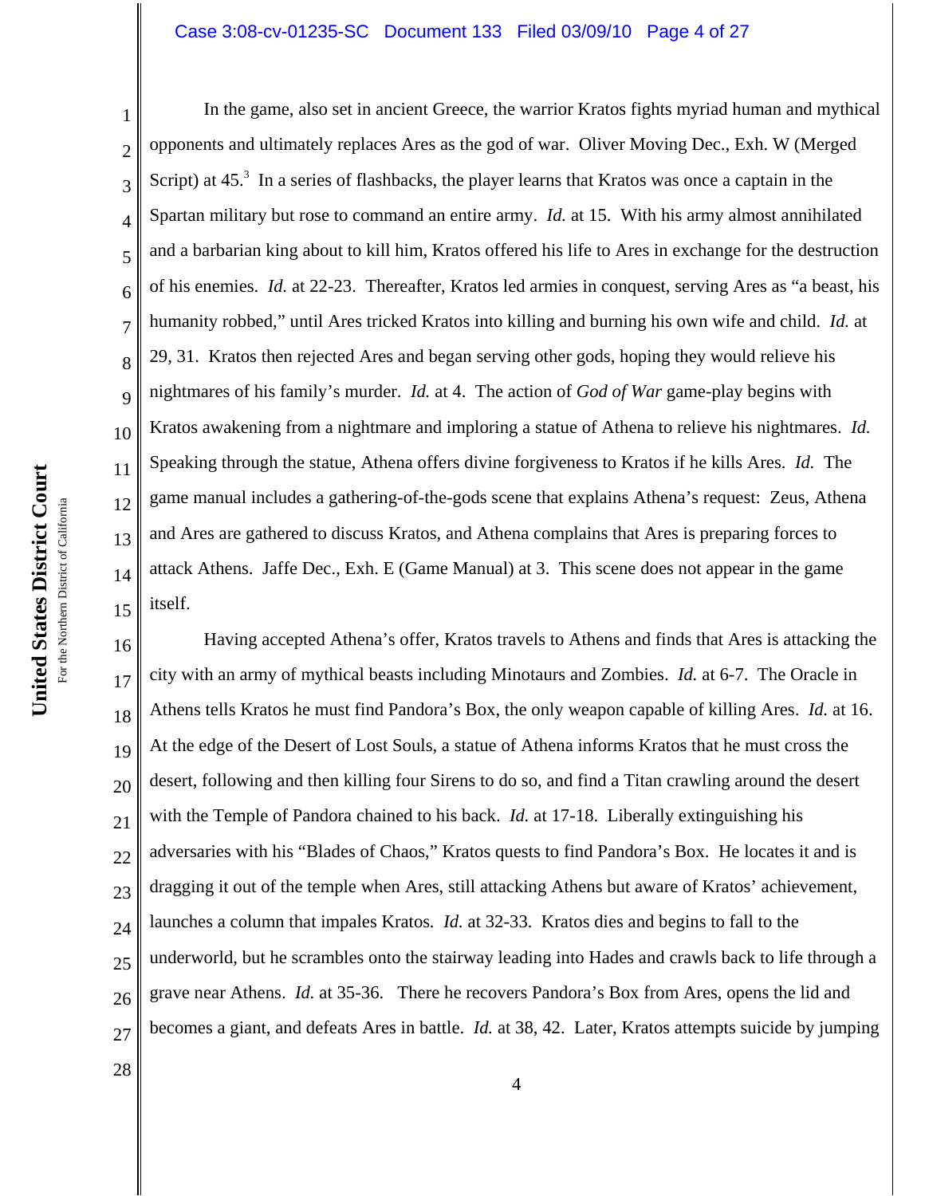In the game, also set in ancient Greece, the warrior Kratos fights myriad human and mythical opponents and ultimately replaces Ares as the god of war. Oliver Moving Dec., Exh. W (Merged Script) at 45.[3] In a series of flashbacks, the player learns that Kratos was once a captain in the Spartan military but rose to command an entire army. *Id.* at 15. With his army almost annihilated and a barbarian king about to kill him, Kratos offered his life to Ares in exchange for the destruction of his enemies. *Id.* at 22-23. Thereafter, Kratos led armies in conquest, serving Ares as "a beast, his humanity robbed," until Ares tricked Kratos into killing and burning his own wife and child. *Id.* at 29, 31. Kratos then rejected Ares and began serving other gods, hoping they would relieve his nightmares of his family's murder. *Id.* at 4. The action of *God of War* game-play begins with Kratos awakening from a nightmare and imploring a statue of Athena to relieve his nightmares. *Id.* Speaking through the statue, Athena offers divine forgiveness to Kratos if he kills Ares. *Id.* The game manual includes a gathering-of-the-gods scene that explains Athena's request: Zeus, Athena and Ares are gathered to discuss Kratos, and Athena complains that Ares is preparing forces to attack Athens. Jaffe Dec., Exh. E (Game Manual) at 3. This scene does not appear in the game itself.

Having accepted Athena's offer, Kratos travels to Athens and finds that Ares is attacking the city with an army of mythical beasts including Minotaurs and Zombies. *Id.* at 6-7. The Oracle in Athens tells Kratos he must find Pandora's Box, the only weapon capable of killing Ares. *Id.* at 16. At the edge of the Desert of Lost Souls, a statue of Athena informs Kratos that he must cross the desert, following and then killing four Sirens to do so, and find a Titan crawling around the desert with the Temple of Pandora chained to his back. *Id.* at 17-18. Liberally extinguishing his adversaries with his "Blades of Chaos," Kratos quests to find Pandora's Box. He locates it and is dragging it out of the temple when Ares, still attacking Athens but aware of Kratos' achievement, launches a column that impales Kratos. *Id.* at 32-33. Kratos dies and begins to fall to the underworld, but he scrambles onto the stairway leading into Hades and crawls back to life through a grave near Athens. *Id.* at 35-36. There he recovers Pandora's Box from Ares, opens the lid and becomes a giant, and defeats Ares in battle. *Id.* at 38, 42. Later, Kratos attempts suicide by jumping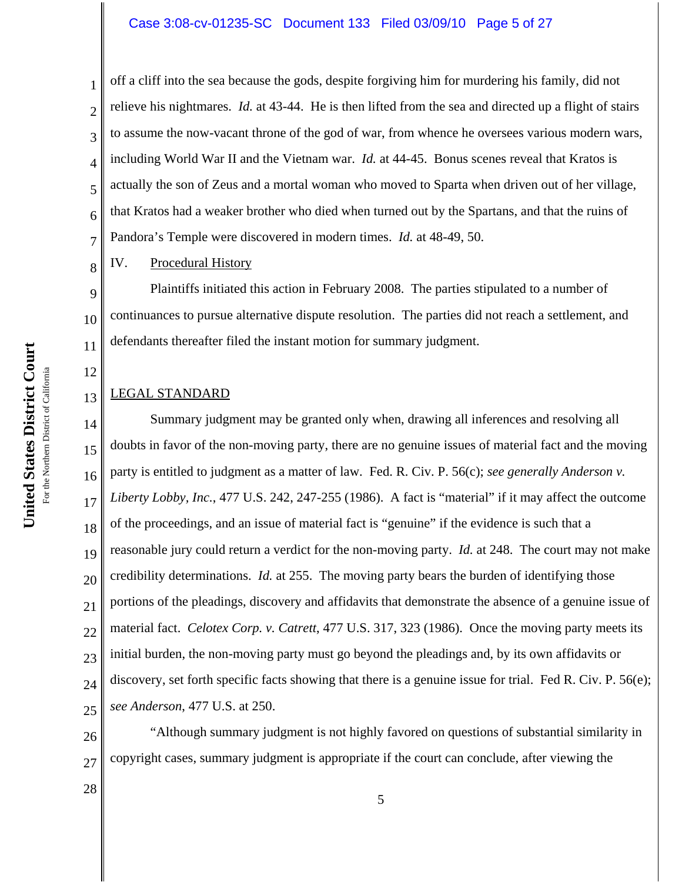off a cliff into the sea because the gods, despite forgiving him for murdering his family, did not relieve his nightmares. *Id.* at 43-44. He is then lifted from the sea and directed up a flight of stairs to assume the now-vacant throne of the god of war, from whence he oversees various modern wars, including World War II and the Vietnam war. *Id.* at 44-45. Bonus scenes reveal that Kratos is actually the son of Zeus and a mortal woman who moved to Sparta when driven out of her village, that Kratos had a weaker brother who died when turned out by the Spartans, and that the ruins of Pandora's Temple were discovered in modern times. *Id.* at 48-49, 50.

IV. Procedural History

Plaintiffs initiated this action in February 2008. The parties stipulated to a number of continuances to pursue alternative dispute resolution. The parties did not reach a settlement, and defendants thereafter filed the instant motion for summary judgment.

## LEGAL STANDARD

Summary judgment may be granted only when, drawing all inferences and resolving all doubts in favor of the non-moving party, there are no genuine issues of material fact and the moving party is entitled to judgment as a matter of law. Fed. R. Civ. P. 56(c); *see generally Anderson v. Liberty Lobby, Inc.*, 477 U.S. 242, 247-255 (1986). A fact is "material" if it may affect the outcome of the proceedings, and an issue of material fact is "genuine" if the evidence is such that a reasonable jury could return a verdict for the non-moving party. *Id.* at 248. The court may not make credibility determinations. *Id.* at 255. The moving party bears the burden of identifying those portions of the pleadings, discovery and affidavits that demonstrate the absence of a genuine issue of material fact. *Celotex Corp. v. Catrett*, 477 U.S. 317, 323 (1986). Once the moving party meets its initial burden, the non-moving party must go beyond the pleadings and, by its own affidavits or discovery, set forth specific facts showing that there is a genuine issue for trial. Fed R. Civ. P. 56(e); *see Anderson*, 477 U.S. at 250.

"Although summary judgment is not highly favored on questions of substantial similarity in copyright cases, summary judgment is appropriate if the court can conclude, after viewing the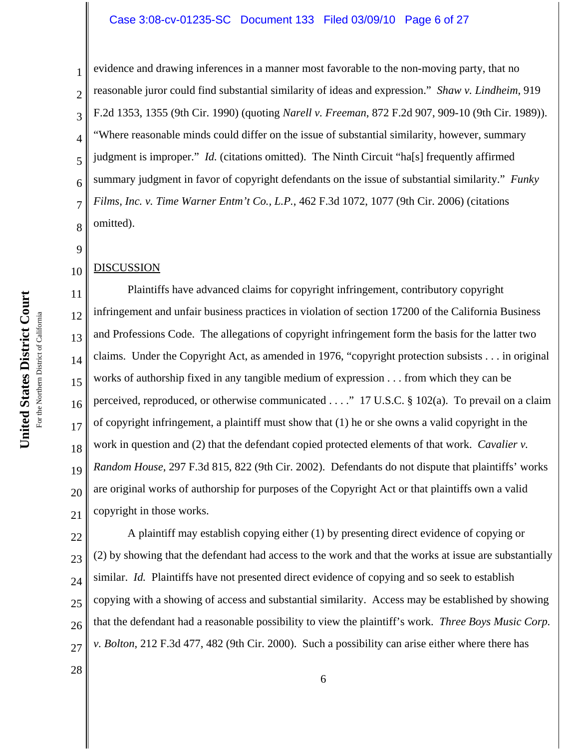evidence and drawing inferences in a manner most favorable to the non-moving party, that no reasonable juror could find substantial similarity of ideas and expression." *Shaw v. Lindheim*, 919 F.2d 1353, 1355 (9th Cir. 1990) (quoting *Narell v. Freeman*, 872 F.2d 907, 909-10 (9th Cir. 1989)). "Where reasonable minds could differ on the issue of substantial similarity, however, summary judgment is improper." *Id.* (citations omitted). The Ninth Circuit "ha[s] frequently affirmed summary judgment in favor of copyright defendants on the issue of substantial similarity." *Funky Films, Inc. v. Time Warner Entm't Co., L.P.*, 462 F.3d 1072, 1077 (9th Cir. 2006) (citations omitted).

DISCUSSION

Plaintiffs have advanced claims for copyright infringement, contributory copyright infringement and unfair business practices in violation of section 17200 of the California Business and Professions Code. The allegations of copyright infringement form the basis for the latter two claims. Under the Copyright Act, as amended in 1976, "copyright protection subsists . . . in original works of authorship fixed in any tangible medium of expression . . . from which they can be perceived, reproduced, or otherwise communicated . . . ." 17 U.S.C. § 102(a). To prevail on a claim of copyright infringement, a plaintiff must show that (1) he or she owns a valid copyright in the work in question and (2) that the defendant copied protected elements of that work. *Cavalier v. Random House*, 297 F.3d 815, 822 (9th Cir. 2002). Defendants do not dispute that plaintiffs' works are original works of authorship for purposes of the Copyright Act or that plaintiffs own a valid copyright in those works.

A plaintiff may establish copying either (1) by presenting direct evidence of copying or (2) by showing that the defendant had access to the work and that the works at issue are substantially similar. *Id.* Plaintiffs have not presented direct evidence of copying and so seek to establish copying with a showing of access and substantial similarity. Access may be established by showing that the defendant had a reasonable possibility to view the plaintiff's work. *Three Boys Music Corp. v. Bolton*, 212 F.3d 477, 482 (9th Cir. 2000). Such a possibility can arise either where there has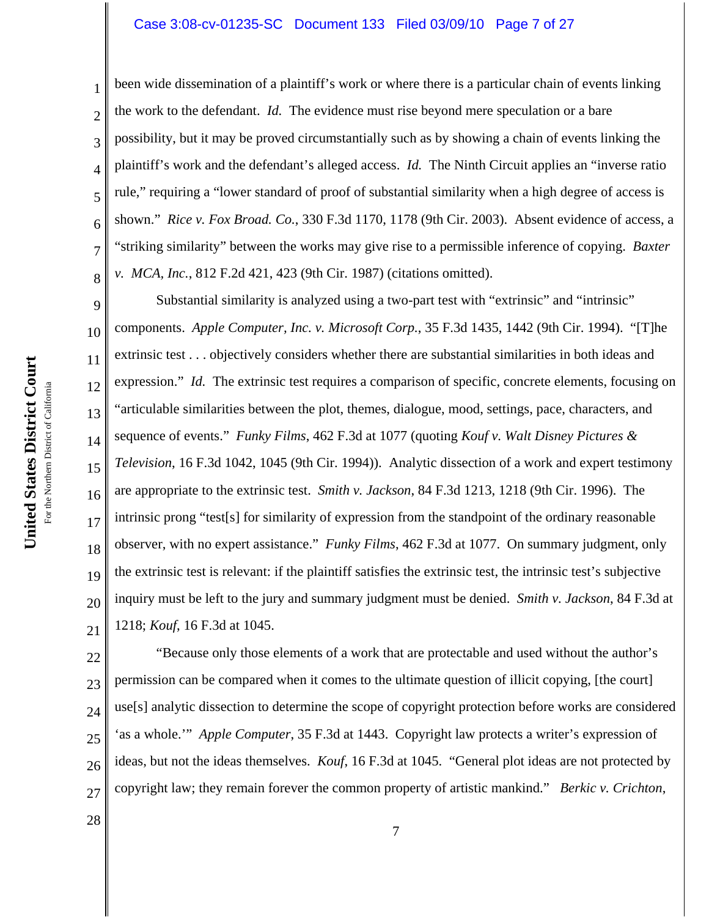been wide dissemination of a plaintiff's work or where there is a particular chain of events linking the work to the defendant. *Id.* The evidence must rise beyond mere speculation or a bare possibility, but it may be proved circumstantially such as by showing a chain of events linking the plaintiff's work and the defendant's alleged access. *Id.* The Ninth Circuit applies an "inverse ratio rule," requiring a "lower standard of proof of substantial similarity when a high degree of access is shown." *Rice v. Fox Broad. Co.*, 330 F.3d 1170, 1178 (9th Cir. 2003). Absent evidence of access, a "striking similarity" between the works may give rise to a permissible inference of copying. *Baxter v. MCA, Inc.*, 812 F.2d 421, 423 (9th Cir. 1987) (citations omitted).

Substantial similarity is analyzed using a two-part test with "extrinsic" and "intrinsic" components. *Apple Computer, Inc. v. Microsoft Corp.*, 35 F.3d 1435, 1442 (9th Cir. 1994). "[T]he extrinsic test . . . objectively considers whether there are substantial similarities in both ideas and expression." *Id.* The extrinsic test requires a comparison of specific, concrete elements, focusing on "articulable similarities between the plot, themes, dialogue, mood, settings, pace, characters, and sequence of events." *Funky Films*, 462 F.3d at 1077 (quoting *Kouf v. Walt Disney Pictures & Television*, 16 F.3d 1042, 1045 (9th Cir. 1994)). Analytic dissection of a work and expert testimony are appropriate to the extrinsic test. *Smith v. Jackson*, 84 F.3d 1213, 1218 (9th Cir. 1996). The intrinsic prong "test[s] for similarity of expression from the standpoint of the ordinary reasonable observer, with no expert assistance." *Funky Films*, 462 F.3d at 1077. On summary judgment, only the extrinsic test is relevant: if the plaintiff satisfies the extrinsic test, the intrinsic test's subjective inquiry must be left to the jury and summary judgment must be denied. *Smith v. Jackson*, 84 F.3d at 1218; *Kouf*, 16 F.3d at 1045.

"Because only those elements of a work that are protectable and used without the author's permission can be compared when it comes to the ultimate question of illicit copying, [the court] use[s] analytic dissection to determine the scope of copyright protection before works are considered 'as a whole.'" *Apple Computer*, 35 F.3d at 1443. Copyright law protects a writer's expression of ideas, but not the ideas themselves. *Kouf*, 16 F.3d at 1045. "General plot ideas are not protected by copyright law; they remain forever the common property of artistic mankind." *Berkic v. Crichton*,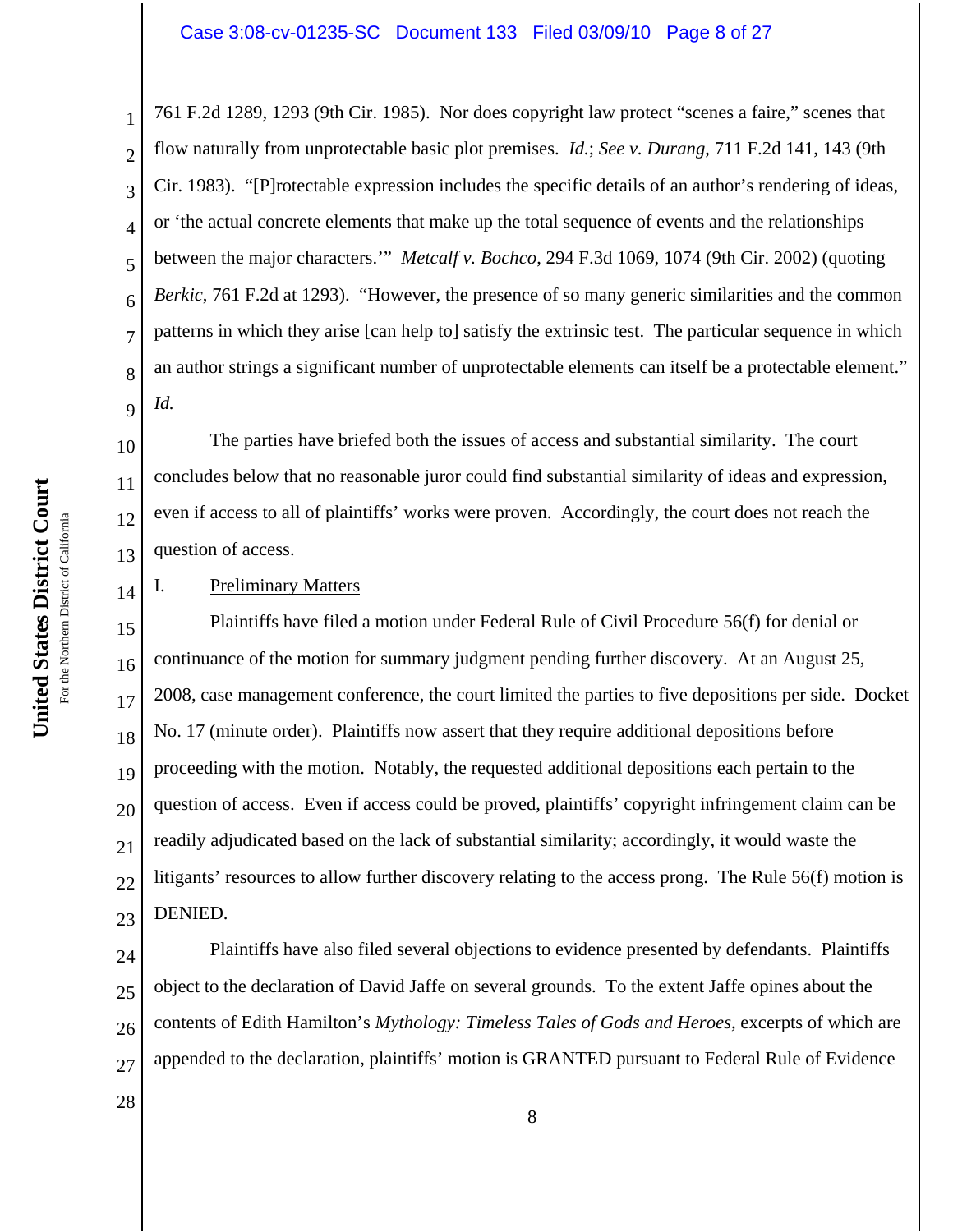761 F.2d 1289, 1293 (9th Cir. 1985). Nor does copyright law protect "scenes a faire," scenes that flow naturally from unprotectable basic plot premises. *Id.*; *See v. Durang*, 711 F.2d 141, 143 (9th Cir. 1983). "[P]rotectable expression includes the specific details of an author's rendering of ideas, or 'the actual concrete elements that make up the total sequence of events and the relationships between the major characters.'" *Metcalf v. Bochco*, 294 F.3d 1069, 1074 (9th Cir. 2002) (quoting *Berkic*, 761 F.2d at 1293). "However, the presence of so many generic similarities and the common patterns in which they arise [can help to] satisfy the extrinsic test. The particular sequence in which an author strings a significant number of unprotectable elements can itself be a protectable element." *Id.*

The parties have briefed both the issues of access and substantial similarity. The court concludes below that no reasonable juror could find substantial similarity of ideas and expression, even if access to all of plaintiffs' works were proven. Accordingly, the court does not reach the question of access.

I. <u>Preliminary Matters</u>

Plaintiffs have filed a motion under Federal Rule of Civil Procedure 56(f) for denial or continuance of the motion for summary judgment pending further discovery. At an August 25, 2008, case management conference, the court limited the parties to five depositions per side. Docket No. 17 (minute order). Plaintiffs now assert that they require additional depositions before proceeding with the motion. Notably, the requested additional depositions each pertain to the question of access. Even if access could be proved, plaintiffs' copyright infringement claim can be readily adjudicated based on the lack of substantial similarity; accordingly, it would waste the litigants' resources to allow further discovery relating to the access prong. The Rule 56(f) motion is DENIED.

Plaintiffs have also filed several objections to evidence presented by defendants. Plaintiffs object to the declaration of David Jaffe on several grounds. To the extent Jaffe opines about the contents of Edith Hamilton's *Mythology: Timeless Tales of Gods and Heroes*, excerpts of which are appended to the declaration, plaintiffs' motion is GRANTED pursuant to Federal Rule of Evidence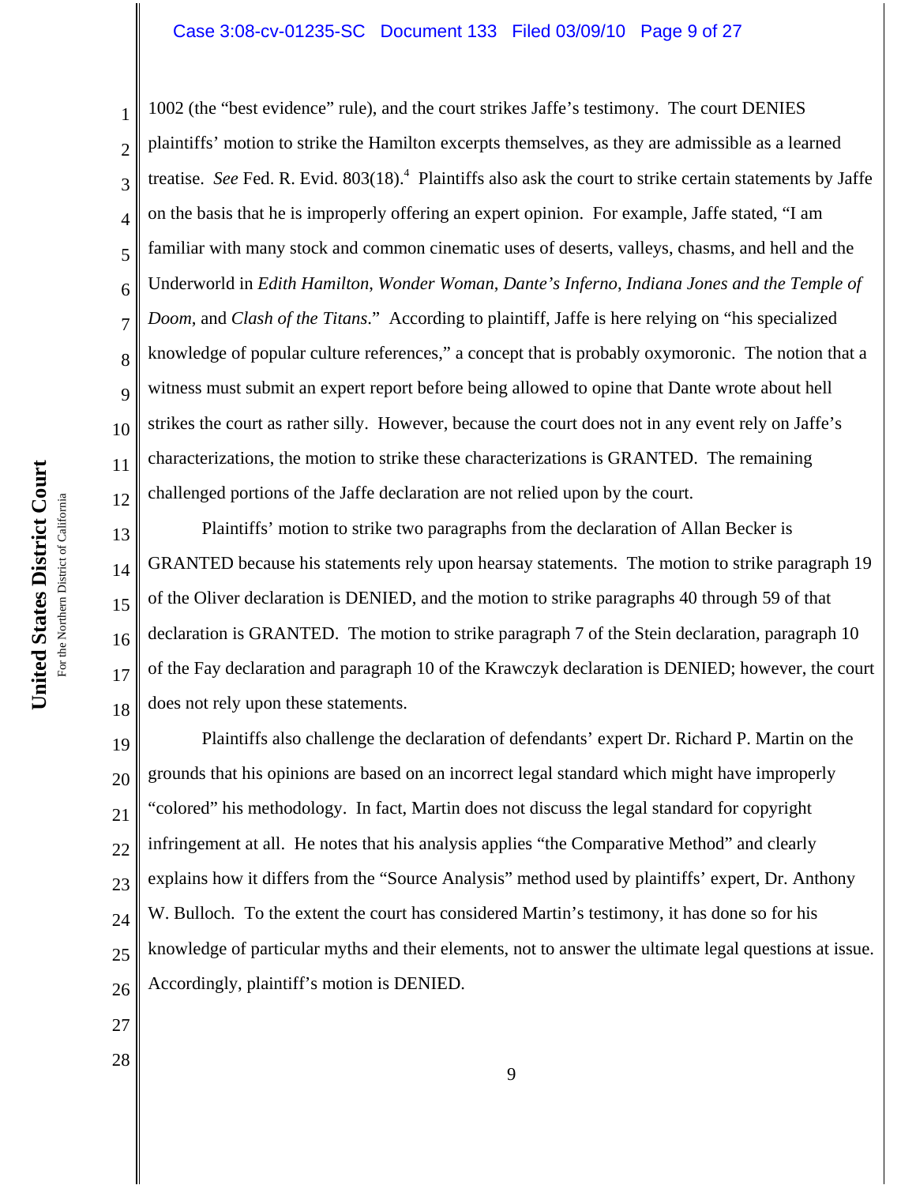1002 (the "best evidence" rule), and the court strikes Jaffe's testimony. The court DENIES plaintiffs' motion to strike the Hamilton excerpts themselves, as they are admissible as a learned treatise. *See* Fed. R. Evid. 803(18).[4] Plaintiffs also ask the court to strike certain statements by Jaffe on the basis that he is improperly offering an expert opinion. For example, Jaffe stated, "I am familiar with many stock and common cinematic uses of deserts, valleys, chasms, and hell and the Underworld in *Edith Hamilton*, *Wonder Woman*, *Dante's Inferno*, *Indiana Jones and the Temple of Doom*, and *Clash of the Titans*." According to plaintiff, Jaffe is here relying on "his specialized knowledge of popular culture references," a concept that is probably oxymoronic. The notion that a witness must submit an expert report before being allowed to opine that Dante wrote about hell strikes the court as rather silly. However, because the court does not in any event rely on Jaffe's characterizations, the motion to strike these characterizations is GRANTED. The remaining challenged portions of the Jaffe declaration are not relied upon by the court.

Plaintiffs' motion to strike two paragraphs from the declaration of Allan Becker is GRANTED because his statements rely upon hearsay statements. The motion to strike paragraph 19 of the Oliver declaration is DENIED, and the motion to strike paragraphs 40 through 59 of that declaration is GRANTED. The motion to strike paragraph 7 of the Stein declaration, paragraph 10 of the Fay declaration and paragraph 10 of the Krawczyk declaration is DENIED; however, the court does not rely upon these statements.

Plaintiffs also challenge the declaration of defendants' expert Dr. Richard P. Martin on the grounds that his opinions are based on an incorrect legal standard which might have improperly "colored" his methodology. In fact, Martin does not discuss the legal standard for copyright infringement at all. He notes that his analysis applies "the Comparative Method" and clearly explains how it differs from the "Source Analysis" method used by plaintiffs' expert, Dr. Anthony W. Bulloch. To the extent the court has considered Martin's testimony, it has done so for his knowledge of particular myths and their elements, not to answer the ultimate legal questions at issue. Accordingly, plaintiff's motion is DENIED.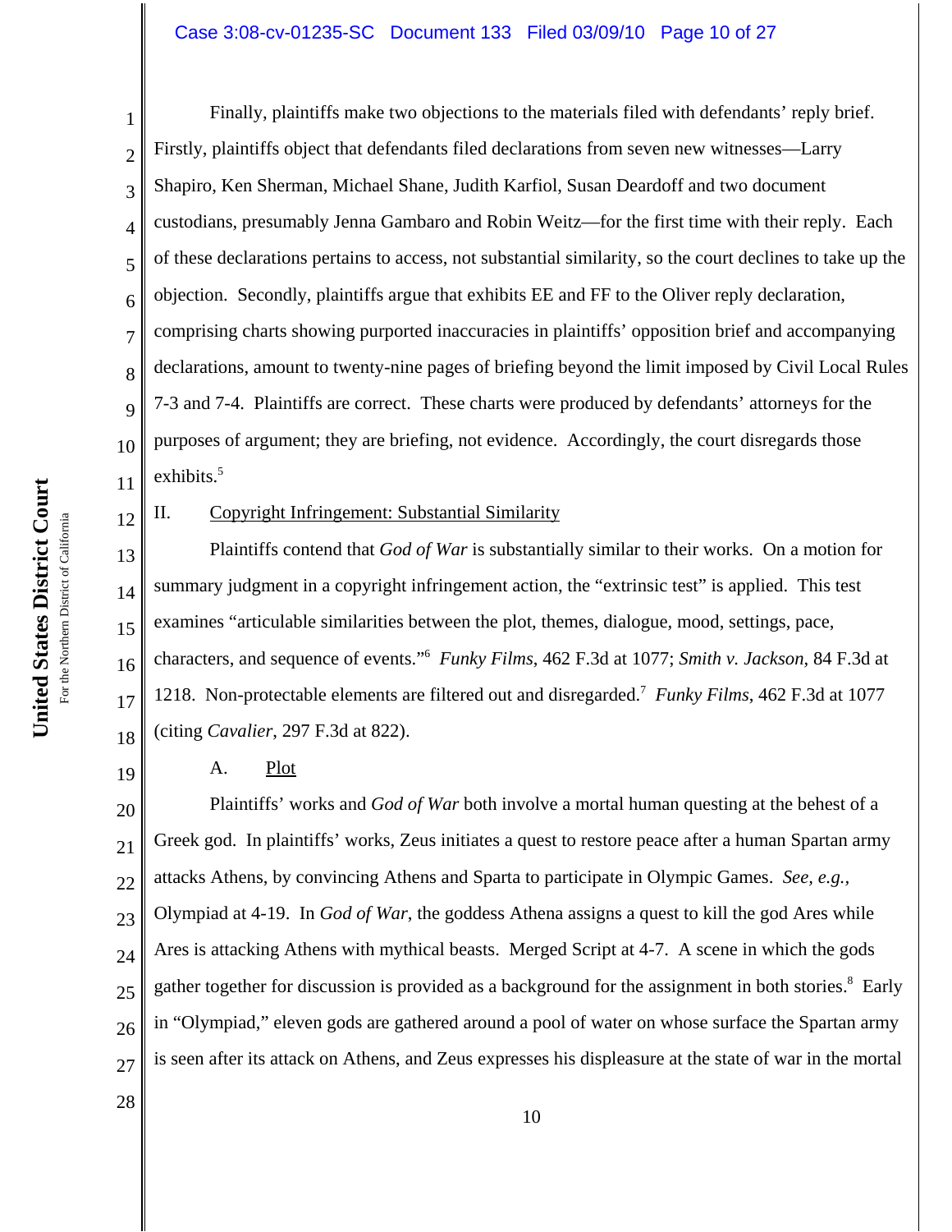Finally, plaintiffs make two objections to the materials filed with defendants' reply brief. Firstly, plaintiffs object that defendants filed declarations from seven new witnesses—Larry Shapiro, Ken Sherman, Michael Shane, Judith Karfiol, Susan Deardoff and two document custodians, presumably Jenna Gambaro and Robin Weitz—for the first time with their reply. Each of these declarations pertains to access, not substantial similarity, so the court declines to take up the objection. Secondly, plaintiffs argue that exhibits EE and FF to the Oliver reply declaration, comprising charts showing purported inaccuracies in plaintiffs' opposition brief and accompanying declarations, amount to twenty-nine pages of briefing beyond the limit imposed by Civil Local Rules 7-3 and 7-4. Plaintiffs are correct. These charts were produced by defendants' attorneys for the purposes of argument; they are briefing, not evidence. Accordingly, the court disregards those exhibits.[5]

II. Copyright Infringement: Substantial Similarity

Plaintiffs contend that *God of War* is substantially similar to their works. On a motion for summary judgment in a copyright infringement action, the "extrinsic test" is applied. This test examines "articulable similarities between the plot, themes, dialogue, mood, settings, pace, characters, and sequence of events."[6] *Funky Films*, 462 F.3d at 1077; *Smith v. Jackson*, 84 F.3d at 1218. Non-protectable elements are filtered out and disregarded.[7] *Funky Films*, 462 F.3d at 1077 (citing *Cavalier*, 297 F.3d at 822).

A. Plot

Plaintiffs' works and *God of War* both involve a mortal human questing at the behest of a Greek god. In plaintiffs' works, Zeus initiates a quest to restore peace after a human Spartan army attacks Athens, by convincing Athens and Sparta to participate in Olympic Games. *See, e.g.*, Olympiad at 4-19. In *God of War*, the goddess Athena assigns a quest to kill the god Ares while Ares is attacking Athens with mythical beasts. Merged Script at 4-7. A scene in which the gods gather together for discussion is provided as a background for the assignment in both stories.[8] Early in "Olympiad," eleven gods are gathered around a pool of water on whose surface the Spartan army is seen after its attack on Athens, and Zeus expresses his displeasure at the state of war in the mortal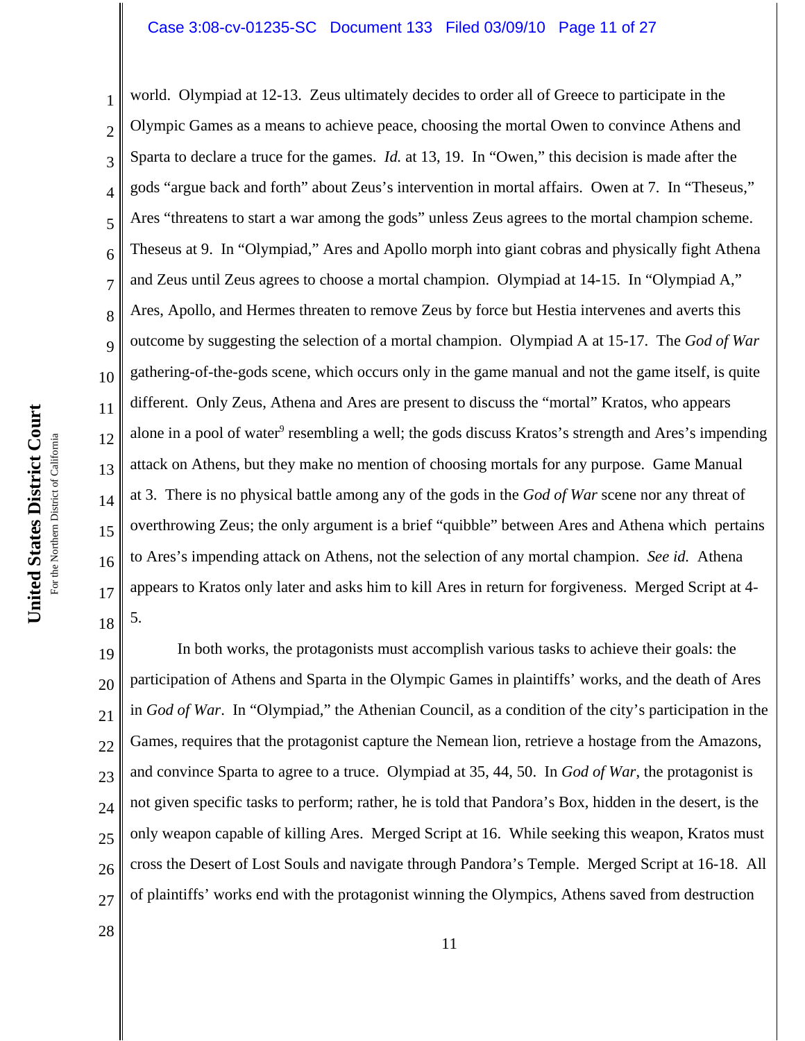world. Olympiad at 12-13. Zeus ultimately decides to order all of Greece to participate in the Olympic Games as a means to achieve peace, choosing the mortal Owen to convince Athens and Sparta to declare a truce for the games. *Id.* at 13, 19. In "Owen," this decision is made after the gods "argue back and forth" about Zeus's intervention in mortal affairs. Owen at 7. In "Theseus," Ares "threatens to start a war among the gods" unless Zeus agrees to the mortal champion scheme. Theseus at 9. In "Olympiad," Ares and Apollo morph into giant cobras and physically fight Athena and Zeus until Zeus agrees to choose a mortal champion. Olympiad at 14-15. In "Olympiad A," Ares, Apollo, and Hermes threaten to remove Zeus by force but Hestia intervenes and averts this outcome by suggesting the selection of a mortal champion. Olympiad A at 15-17. The *God of War* gathering-of-the-gods scene, which occurs only in the game manual and not the game itself, is quite different. Only Zeus, Athena and Ares are present to discuss the "mortal" Kratos, who appears alone in a pool of water[9] resembling a well; the gods discuss Kratos's strength and Ares's impending attack on Athens, but they make no mention of choosing mortals for any purpose. Game Manual at 3. There is no physical battle among any of the gods in the *God of War* scene nor any threat of overthrowing Zeus; the only argument is a brief "quibble" between Ares and Athena which pertains to Ares's impending attack on Athens, not the selection of any mortal champion. *See id.* Athena appears to Kratos only later and asks him to kill Ares in return for forgiveness. Merged Script at 4-5.

In both works, the protagonists must accomplish various tasks to achieve their goals: the participation of Athens and Sparta in the Olympic Games in plaintiffs' works, and the death of Ares in *God of War*. In "Olympiad," the Athenian Council, as a condition of the city's participation in the Games, requires that the protagonist capture the Nemean lion, retrieve a hostage from the Amazons, and convince Sparta to agree to a truce. Olympiad at 35, 44, 50. In *God of War*, the protagonist is not given specific tasks to perform; rather, he is told that Pandora's Box, hidden in the desert, is the only weapon capable of killing Ares. Merged Script at 16. While seeking this weapon, Kratos must cross the Desert of Lost Souls and navigate through Pandora's Temple. Merged Script at 16-18. All of plaintiffs' works end with the protagonist winning the Olympics, Athens saved from destruction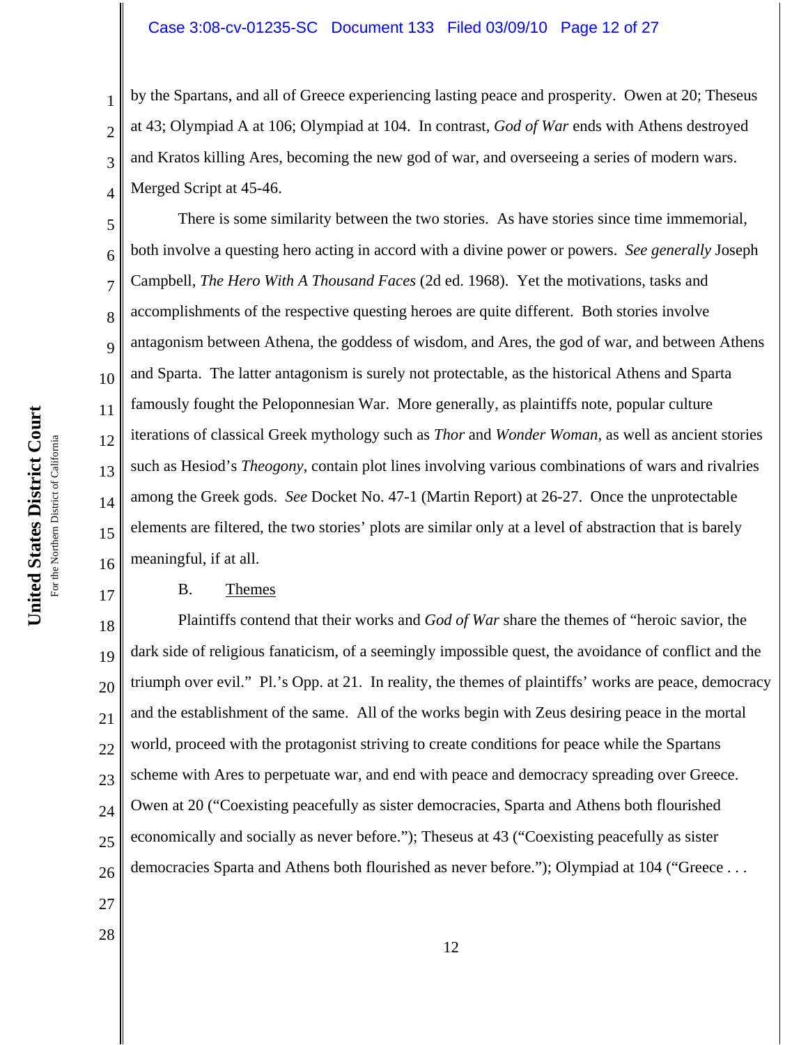by the Spartans, and all of Greece experiencing lasting peace and prosperity. Owen at 20; Theseus at 43; Olympiad A at 106; Olympiad at 104. In contrast, *God of War* ends with Athens destroyed and Kratos killing Ares, becoming the new god of war, and overseeing a series of modern wars. Merged Script at 45-46.

There is some similarity between the two stories. As have stories since time immemorial, both involve a questing hero acting in accord with a divine power or powers. *See generally* Joseph Campbell, *The Hero With A Thousand Faces* (2d ed. 1968). Yet the motivations, tasks and accomplishments of the respective questing heroes are quite different. Both stories involve antagonism between Athena, the goddess of wisdom, and Ares, the god of war, and between Athens and Sparta. The latter antagonism is surely not protectable, as the historical Athens and Sparta famously fought the Peloponnesian War. More generally, as plaintiffs note, popular culture iterations of classical Greek mythology such as *Thor* and *Wonder Woman*, as well as ancient stories such as Hesiod's *Theogony*, contain plot lines involving various combinations of wars and rivalries among the Greek gods. *See* Docket No. 47-1 (Martin Report) at 26-27. Once the unprotectable elements are filtered, the two stories' plots are similar only at a level of abstraction that is barely meaningful, if at all.

### B. Themes

Plaintiffs contend that their works and *God of War* share the themes of "heroic savior, the dark side of religious fanaticism, of a seemingly impossible quest, the avoidance of conflict and the triumph over evil." Pl.'s Opp. at 21. In reality, the themes of plaintiffs' works are peace, democracy and the establishment of the same. All of the works begin with Zeus desiring peace in the mortal world, proceed with the protagonist striving to create conditions for peace while the Spartans scheme with Ares to perpetuate war, and end with peace and democracy spreading over Greece. Owen at 20 ("Coexisting peacefully as sister democracies, Sparta and Athens both flourished economically and socially as never before."); Theseus at 43 ("Coexisting peacefully as sister democracies Sparta and Athens both flourished as never before."); Olympiad at 104 ("Greece . . .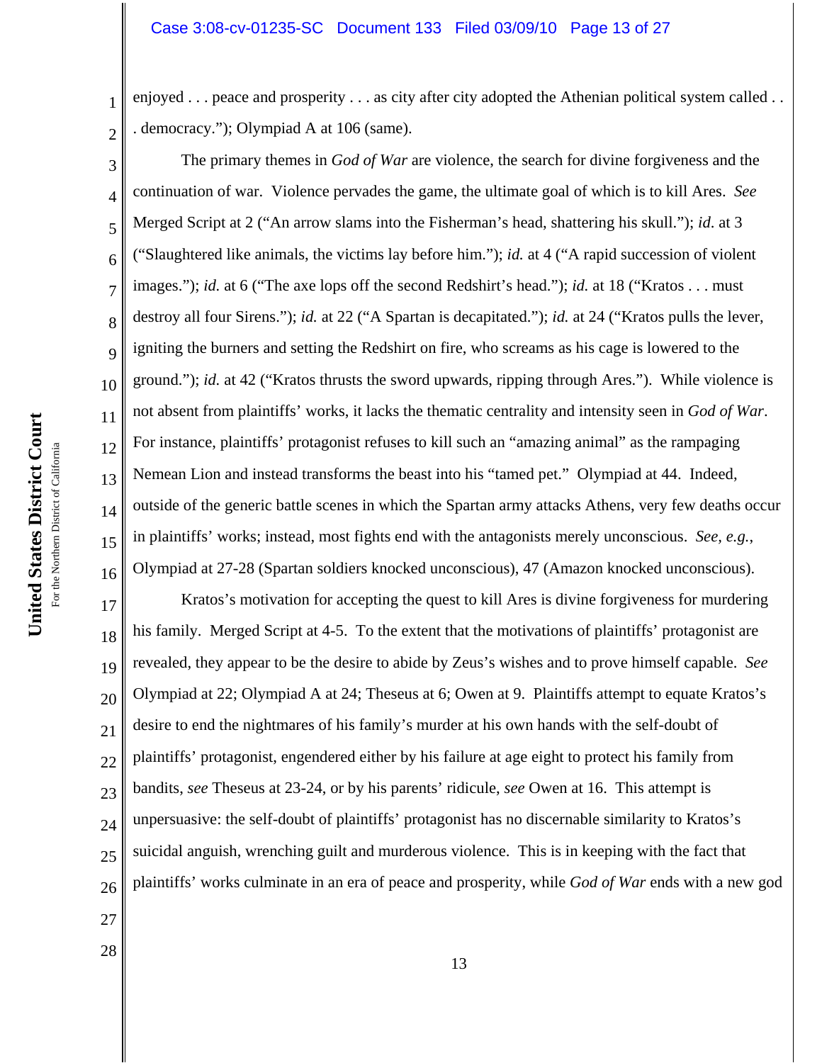enjoyed . . . peace and prosperity . . . as city after city adopted the Athenian political system called . . . democracy."); Olympiad A at 106 (same).

The primary themes in *God of War* are violence, the search for divine forgiveness and the continuation of war. Violence pervades the game, the ultimate goal of which is to kill Ares. *See* Merged Script at 2 ("An arrow slams into the Fisherman's head, shattering his skull."); *id.* at 3 ("Slaughtered like animals, the victims lay before him."); *id.* at 4 ("A rapid succession of violent images."); *id.* at 6 ("The axe lops off the second Redshirt's head."); *id.* at 18 ("Kratos . . . must destroy all four Sirens."); *id.* at 22 ("A Spartan is decapitated."); *id.* at 24 ("Kratos pulls the lever, igniting the burners and setting the Redshirt on fire, who screams as his cage is lowered to the ground."); *id.* at 42 ("Kratos thrusts the sword upwards, ripping through Ares."). While violence is not absent from plaintiffs' works, it lacks the thematic centrality and intensity seen in *God of War*. For instance, plaintiffs' protagonist refuses to kill such an "amazing animal" as the rampaging Nemean Lion and instead transforms the beast into his "tamed pet." Olympiad at 44. Indeed, outside of the generic battle scenes in which the Spartan army attacks Athens, very few deaths occur in plaintiffs' works; instead, most fights end with the antagonists merely unconscious. *See, e.g.*, Olympiad at 27-28 (Spartan soldiers knocked unconscious), 47 (Amazon knocked unconscious).

Kratos's motivation for accepting the quest to kill Ares is divine forgiveness for murdering his family. Merged Script at 4-5. To the extent that the motivations of plaintiffs' protagonist are revealed, they appear to be the desire to abide by Zeus's wishes and to prove himself capable. *See* Olympiad at 22; Olympiad A at 24; Theseus at 6; Owen at 9. Plaintiffs attempt to equate Kratos's desire to end the nightmares of his family's murder at his own hands with the self-doubt of plaintiffs' protagonist, engendered either by his failure at age eight to protect his family from bandits, *see* Theseus at 23-24, or by his parents' ridicule, *see* Owen at 16. This attempt is unpersuasive: the self-doubt of plaintiffs' protagonist has no discernable similarity to Kratos's suicidal anguish, wrenching guilt and murderous violence. This is in keeping with the fact that plaintiffs' works culminate in an era of peace and prosperity, while *God of War* ends with a new god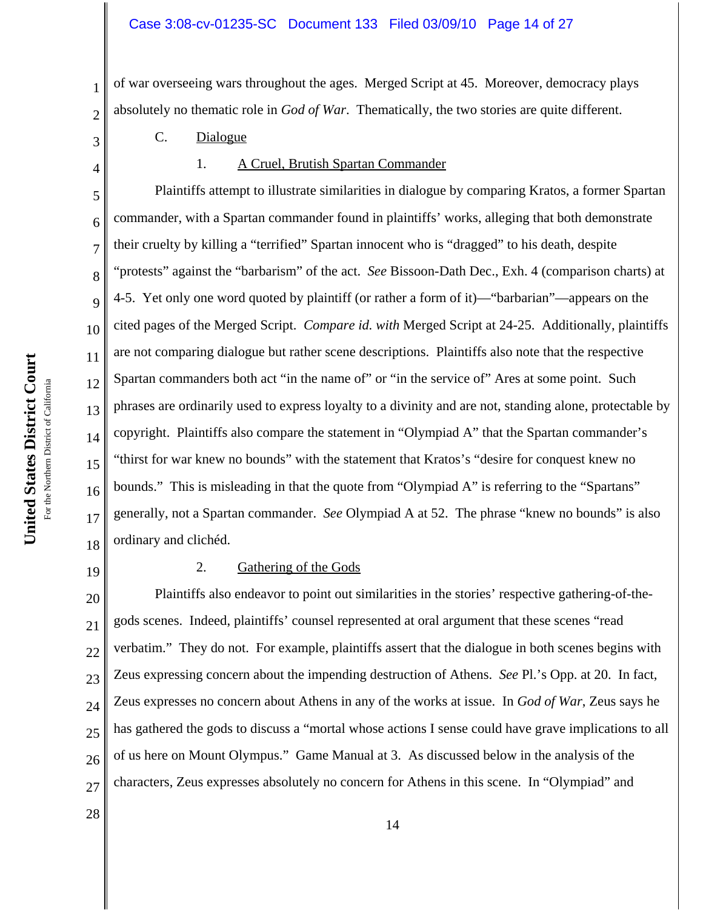of war overseeing wars throughout the ages. Merged Script at 45. Moreover, democracy plays absolutely no thematic role in *God of War*. Thematically, the two stories are quite different.

C. Dialogue

1. A Cruel, Brutish Spartan Commander

Plaintiffs attempt to illustrate similarities in dialogue by comparing Kratos, a former Spartan commander, with a Spartan commander found in plaintiffs' works, alleging that both demonstrate their cruelty by killing a "terrified" Spartan innocent who is "dragged" to his death, despite "protests" against the "barbarism" of the act. *See* Bissoon-Dath Dec., Exh. 4 (comparison charts) at 4-5. Yet only one word quoted by plaintiff (or rather a form of it)—"barbarian"—appears on the cited pages of the Merged Script. *Compare id. with* Merged Script at 24-25. Additionally, plaintiffs are not comparing dialogue but rather scene descriptions. Plaintiffs also note that the respective Spartan commanders both act "in the name of" or "in the service of" Ares at some point. Such phrases are ordinarily used to express loyalty to a divinity and are not, standing alone, protectable by copyright. Plaintiffs also compare the statement in "Olympiad A" that the Spartan commander's "thirst for war knew no bounds" with the statement that Kratos's "desire for conquest knew no bounds." This is misleading in that the quote from "Olympiad A" is referring to the "Spartans" generally, not a Spartan commander. *See* Olympiad A at 52. The phrase "knew no bounds" is also ordinary and clichéd.

2. Gathering of the Gods

Plaintiffs also endeavor to point out similarities in the stories' respective gathering-of-the-gods scenes. Indeed, plaintiffs' counsel represented at oral argument that these scenes "read verbatim." They do not. For example, plaintiffs assert that the dialogue in both scenes begins with Zeus expressing concern about the impending destruction of Athens. *See* Pl.'s Opp. at 20. In fact, Zeus expresses no concern about Athens in any of the works at issue. In *God of War*, Zeus says he has gathered the gods to discuss a "mortal whose actions I sense could have grave implications to all of us here on Mount Olympus." Game Manual at 3. As discussed below in the analysis of the characters, Zeus expresses absolutely no concern for Athens in this scene. In "Olympiad" and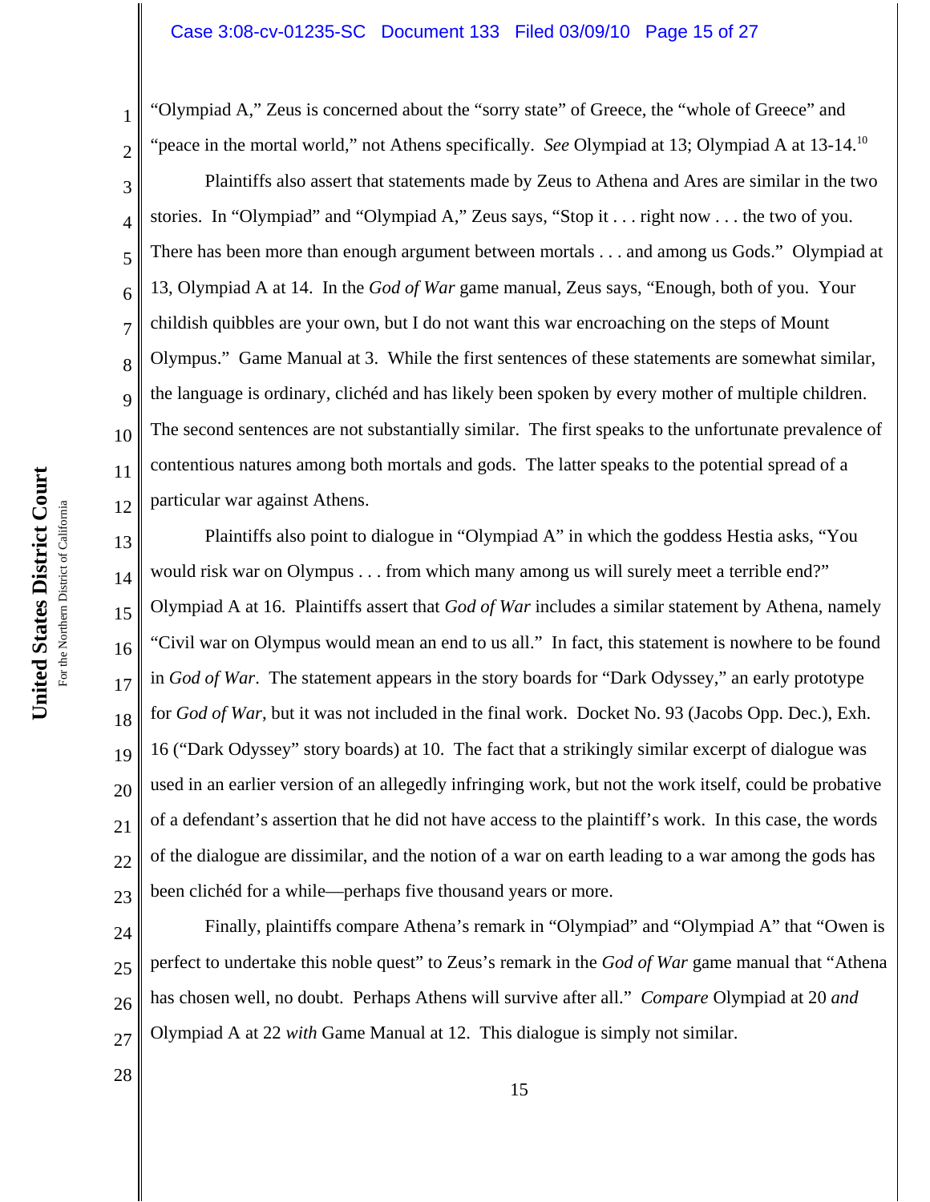"Olympiad A," Zeus is concerned about the "sorry state" of Greece, the "whole of Greece" and "peace in the mortal world," not Athens specifically. *See* Olympiad at 13; Olympiad A at 13-14.[10]

Plaintiffs also assert that statements made by Zeus to Athena and Ares are similar in the two stories. In "Olympiad" and "Olympiad A," Zeus says, "Stop it . . . right now . . . the two of you. There has been more than enough argument between mortals . . . and among us Gods." Olympiad at 13, Olympiad A at 14. In the *God of War* game manual, Zeus says, "Enough, both of you. Your childish quibbles are your own, but I do not want this war encroaching on the steps of Mount Olympus." Game Manual at 3. While the first sentences of these statements are somewhat similar, the language is ordinary, clichéd and has likely been spoken by every mother of multiple children. The second sentences are not substantially similar. The first speaks to the unfortunate prevalence of contentious natures among both mortals and gods. The latter speaks to the potential spread of a particular war against Athens.

Plaintiffs also point to dialogue in "Olympiad A" in which the goddess Hestia asks, "You would risk war on Olympus . . . from which many among us will surely meet a terrible end?" Olympiad A at 16. Plaintiffs assert that *God of War* includes a similar statement by Athena, namely "Civil war on Olympus would mean an end to us all." In fact, this statement is nowhere to be found in *God of War*. The statement appears in the story boards for "Dark Odyssey," an early prototype for *God of War*, but it was not included in the final work. Docket No. 93 (Jacobs Opp. Dec.), Exh. 16 ("Dark Odyssey" story boards) at 10. The fact that a strikingly similar excerpt of dialogue was used in an earlier version of an allegedly infringing work, but not the work itself, could be probative of a defendant's assertion that he did not have access to the plaintiff's work. In this case, the words of the dialogue are dissimilar, and the notion of a war on earth leading to a war among the gods has been clichéd for a while—perhaps five thousand years or more.

Finally, plaintiffs compare Athena's remark in "Olympiad" and "Olympiad A" that "Owen is perfect to undertake this noble quest" to Zeus's remark in the *God of War* game manual that "Athena has chosen well, no doubt. Perhaps Athens will survive after all." *Compare* Olympiad at 20 *and* Olympiad A at 22 *with* Game Manual at 12. This dialogue is simply not similar.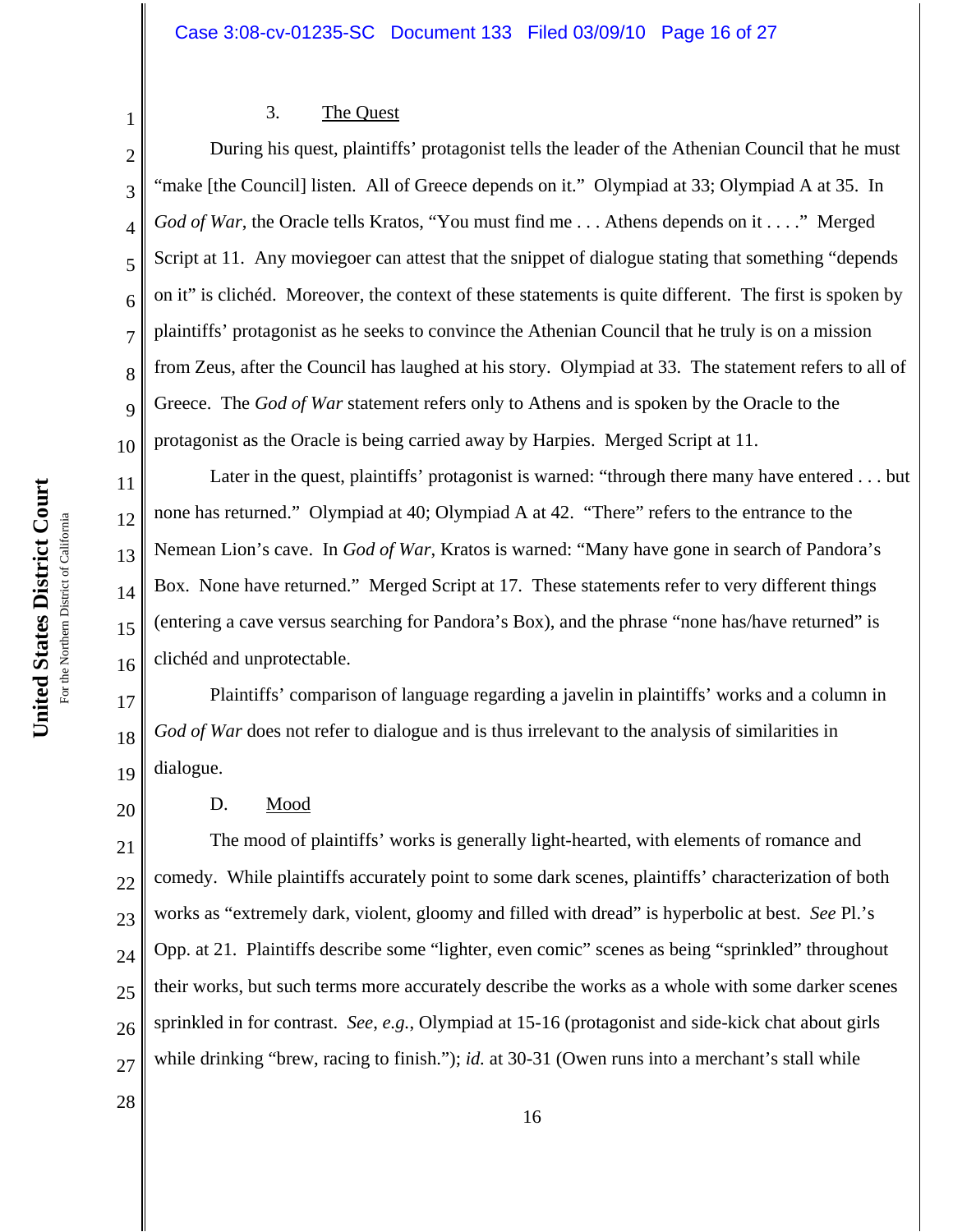### 3. The Quest

During his quest, plaintiffs' protagonist tells the leader of the Athenian Council that he must "make [the Council] listen. All of Greece depends on it." Olympiad at 33; Olympiad A at 35. In *God of War*, the Oracle tells Kratos, "You must find me . . . Athens depends on it . . . ." Merged Script at 11. Any moviegoer can attest that the snippet of dialogue stating that something "depends on it" is clichéd. Moreover, the context of these statements is quite different. The first is spoken by plaintiffs' protagonist as he seeks to convince the Athenian Council that he truly is on a mission from Zeus, after the Council has laughed at his story. Olympiad at 33. The statement refers to all of Greece. The *God of War* statement refers only to Athens and is spoken by the Oracle to the protagonist as the Oracle is being carried away by Harpies. Merged Script at 11.

Later in the quest, plaintiffs' protagonist is warned: "through there many have entered . . . but none has returned." Olympiad at 40; Olympiad A at 42. "There" refers to the entrance to the Nemean Lion's cave. In *God of War*, Kratos is warned: "Many have gone in search of Pandora's Box. None have returned." Merged Script at 17. These statements refer to very different things (entering a cave versus searching for Pandora's Box), and the phrase "none has/have returned" is clichéd and unprotectable.

Plaintiffs' comparison of language regarding a javelin in plaintiffs' works and a column in *God of War* does not refer to dialogue and is thus irrelevant to the analysis of similarities in dialogue.

## D. Mood

The mood of plaintiffs' works is generally light-hearted, with elements of romance and comedy. While plaintiffs accurately point to some dark scenes, plaintiffs' characterization of both works as "extremely dark, violent, gloomy and filled with dread" is hyperbolic at best. *See* Pl.'s Opp. at 21. Plaintiffs describe some "lighter, even comic" scenes as being "sprinkled" throughout their works, but such terms more accurately describe the works as a whole with some darker scenes sprinkled in for contrast. *See, e.g.*, Olympiad at 15-16 (protagonist and side-kick chat about girls while drinking "brew, racing to finish."); *id.* at 30-31 (Owen runs into a merchant's stall while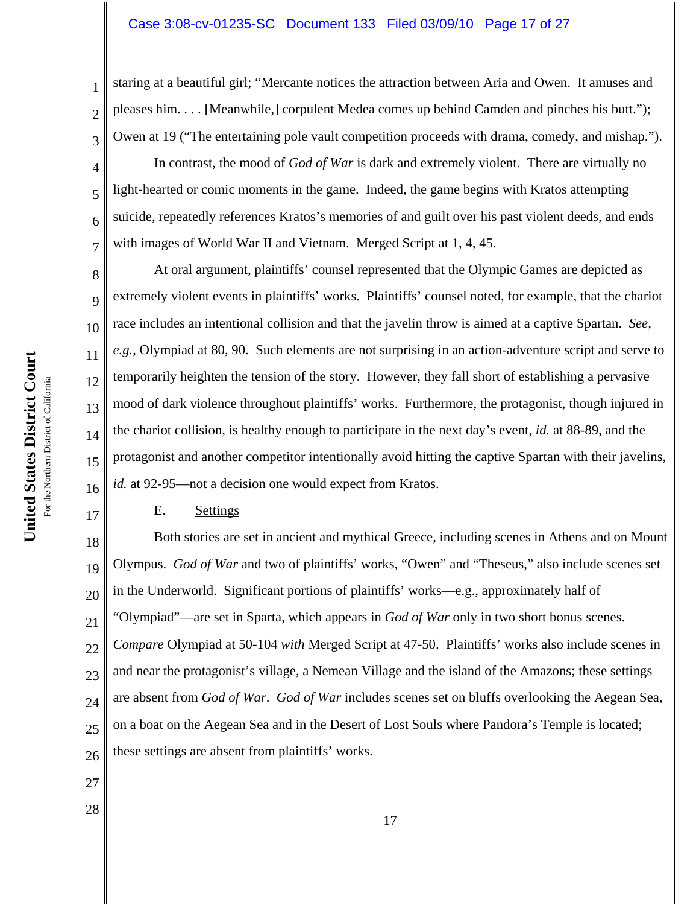staring at a beautiful girl; "Mercante notices the attraction between Aria and Owen. It amuses and pleases him. . . . [Meanwhile,] corpulent Medea comes up behind Camden and pinches his butt."); Owen at 19 ("The entertaining pole vault competition proceeds with drama, comedy, and mishap.").

In contrast, the mood of *God of War* is dark and extremely violent. There are virtually no light-hearted or comic moments in the game. Indeed, the game begins with Kratos attempting suicide, repeatedly references Kratos's memories of and guilt over his past violent deeds, and ends with images of World War II and Vietnam. Merged Script at 1, 4, 45.

At oral argument, plaintiffs' counsel represented that the Olympic Games are depicted as extremely violent events in plaintiffs' works. Plaintiffs' counsel noted, for example, that the chariot race includes an intentional collision and that the javelin throw is aimed at a captive Spartan. *See, e.g.*, Olympiad at 80, 90. Such elements are not surprising in an action-adventure script and serve to temporarily heighten the tension of the story. However, they fall short of establishing a pervasive mood of dark violence throughout plaintiffs' works. Furthermore, the protagonist, though injured in the chariot collision, is healthy enough to participate in the next day's event, *id.* at 88-89, and the protagonist and another competitor intentionally avoid hitting the captive Spartan with their javelins, *id.* at 92-95—not a decision one would expect from Kratos.

E. <u>Settings</u>

Both stories are set in ancient and mythical Greece, including scenes in Athens and on Mount Olympus. *God of War* and two of plaintiffs' works, "Owen" and "Theseus," also include scenes set in the Underworld. Significant portions of plaintiffs' works—e.g., approximately half of "Olympiad"—are set in Sparta, which appears in *God of War* only in two short bonus scenes. *Compare* Olympiad at 50-104 *with* Merged Script at 47-50. Plaintiffs' works also include scenes in and near the protagonist's village, a Nemean Village and the island of the Amazons; these settings are absent from *God of War*. *God of War* includes scenes set on bluffs overlooking the Aegean Sea, on a boat on the Aegean Sea and in the Desert of Lost Souls where Pandora's Temple is located; these settings are absent from plaintiffs' works.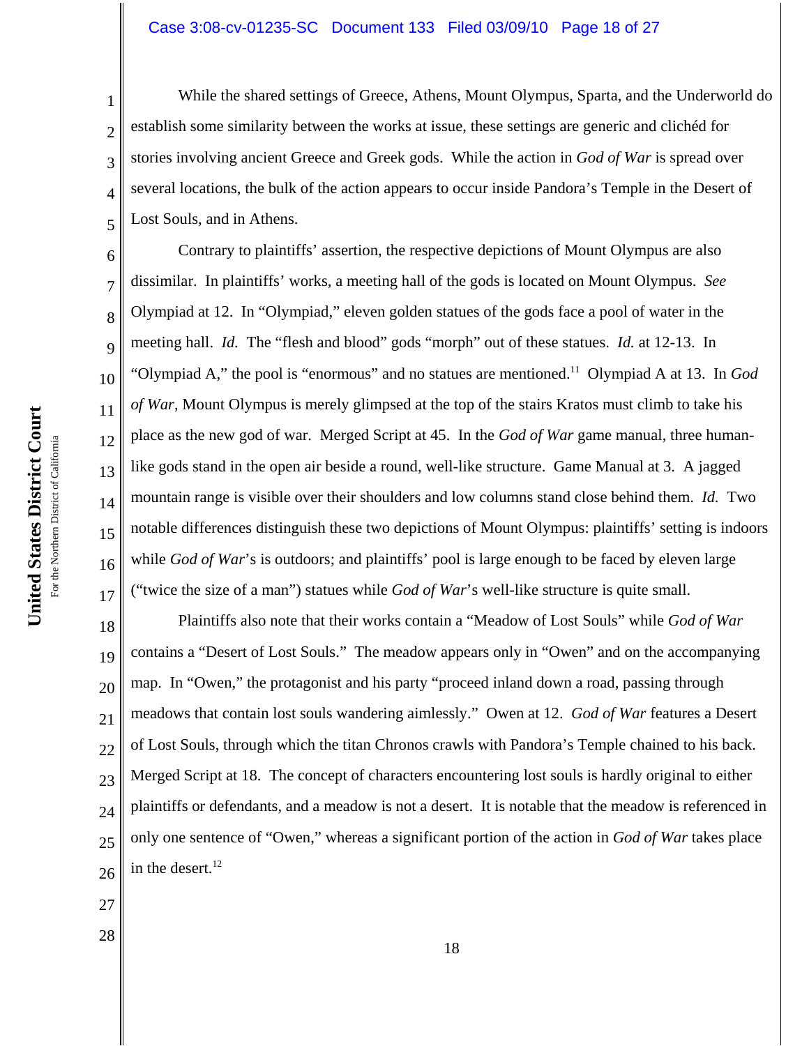While the shared settings of Greece, Athens, Mount Olympus, Sparta, and the Underworld do establish some similarity between the works at issue, these settings are generic and clichéd for stories involving ancient Greece and Greek gods. While the action in *God of War* is spread over several locations, the bulk of the action appears to occur inside Pandora's Temple in the Desert of Lost Souls, and in Athens.

Contrary to plaintiffs' assertion, the respective depictions of Mount Olympus are also dissimilar. In plaintiffs' works, a meeting hall of the gods is located on Mount Olympus. *See* Olympiad at 12. In "Olympiad," eleven golden statues of the gods face a pool of water in the meeting hall. *Id.* The "flesh and blood" gods "morph" out of these statues. *Id.* at 12-13. In "Olympiad A," the pool is "enormous" and no statues are mentioned.[11] Olympiad A at 13. In *God of War*, Mount Olympus is merely glimpsed at the top of the stairs Kratos must climb to take his place as the new god of war. Merged Script at 45. In the *God of War* game manual, three human-like gods stand in the open air beside a round, well-like structure. Game Manual at 3. A jagged mountain range is visible over their shoulders and low columns stand close behind them. *Id.* Two notable differences distinguish these two depictions of Mount Olympus: plaintiffs' setting is indoors while *God of War*'s is outdoors; and plaintiffs' pool is large enough to be faced by eleven large ("twice the size of a man") statues while *God of War*'s well-like structure is quite small.

Plaintiffs also note that their works contain a "Meadow of Lost Souls" while *God of War* contains a "Desert of Lost Souls." The meadow appears only in "Owen" and on the accompanying map. In "Owen," the protagonist and his party "proceed inland down a road, passing through meadows that contain lost souls wandering aimlessly." Owen at 12. *God of War* features a Desert of Lost Souls, through which the titan Chronos crawls with Pandora's Temple chained to his back. Merged Script at 18. The concept of characters encountering lost souls is hardly original to either plaintiffs or defendants, and a meadow is not a desert. It is notable that the meadow is referenced in only one sentence of "Owen," whereas a significant portion of the action in *God of War* takes place in the desert.[12]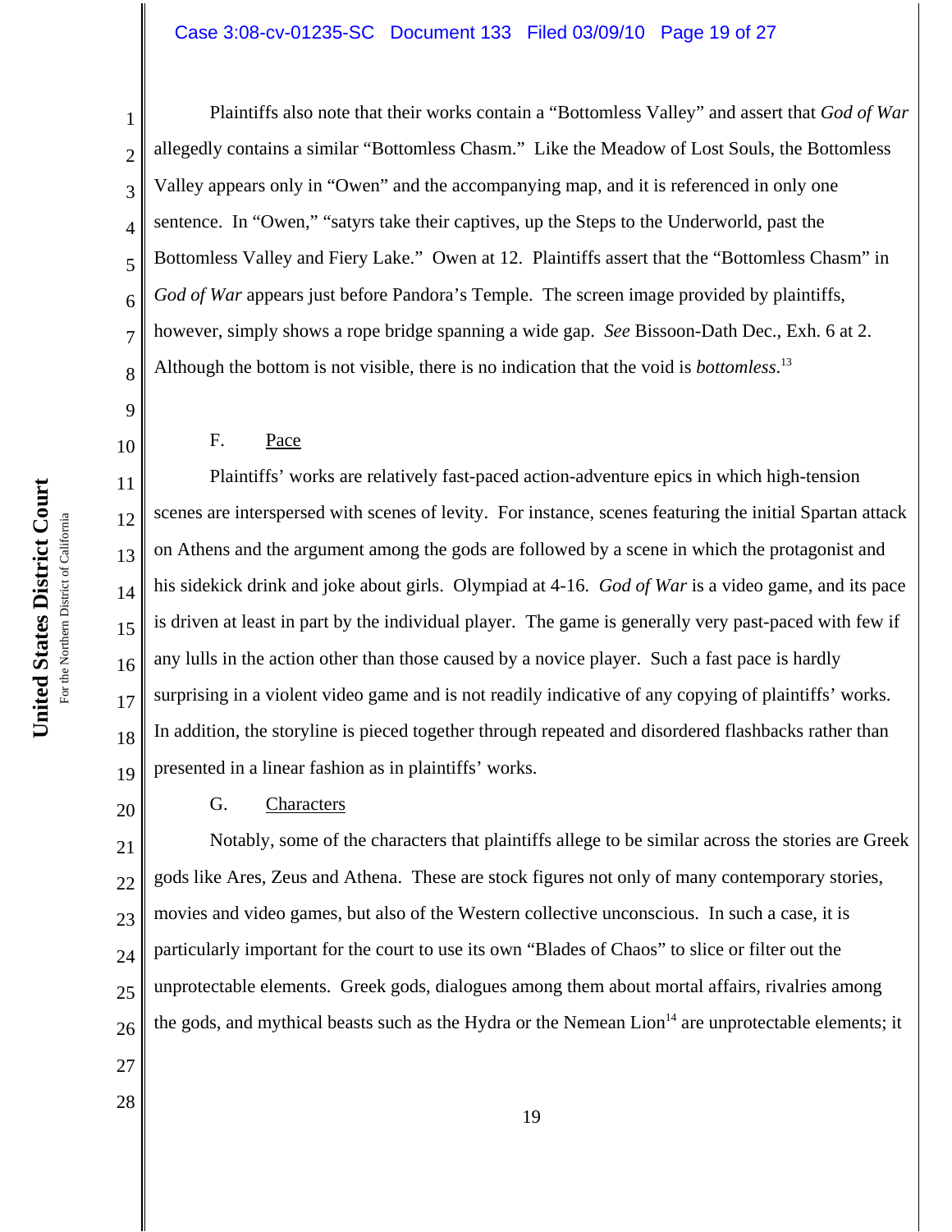Plaintiffs also note that their works contain a "Bottomless Valley" and assert that *God of War* allegedly contains a similar "Bottomless Chasm." Like the Meadow of Lost Souls, the Bottomless Valley appears only in "Owen" and the accompanying map, and it is referenced in only one sentence. In "Owen," "satyrs take their captives, up the Steps to the Underworld, past the Bottomless Valley and Fiery Lake." Owen at 12. Plaintiffs assert that the "Bottomless Chasm" in *God of War* appears just before Pandora's Temple. The screen image provided by plaintiffs, however, simply shows a rope bridge spanning a wide gap. *See* Bissoon-Dath Dec., Exh. 6 at 2. Although the bottom is not visible, there is no indication that the void is *bottomless*.[13]

F. Pace

Plaintiffs' works are relatively fast-paced action-adventure epics in which high-tension scenes are interspersed with scenes of levity. For instance, scenes featuring the initial Spartan attack on Athens and the argument among the gods are followed by a scene in which the protagonist and his sidekick drink and joke about girls. Olympiad at 4-16. *God of War* is a video game, and its pace is driven at least in part by the individual player. The game is generally very past-paced with few if any lulls in the action other than those caused by a novice player. Such a fast pace is hardly surprising in a violent video game and is not readily indicative of any copying of plaintiffs' works. In addition, the storyline is pieced together through repeated and disordered flashbacks rather than presented in a linear fashion as in plaintiffs' works.

G. Characters

Notably, some of the characters that plaintiffs allege to be similar across the stories are Greek gods like Ares, Zeus and Athena. These are stock figures not only of many contemporary stories, movies and video games, but also of the Western collective unconscious. In such a case, it is particularly important for the court to use its own "Blades of Chaos" to slice or filter out the unprotectable elements. Greek gods, dialogues among them about mortal affairs, rivalries among the gods, and mythical beasts such as the Hydra or the Nemean Lion[14] are unprotectable elements; it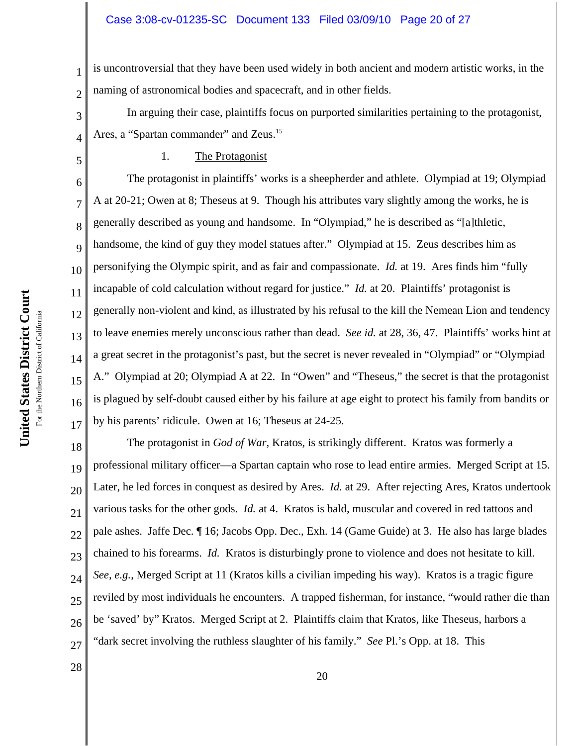is uncontroversial that they have been used widely in both ancient and modern artistic works, in the naming of astronomical bodies and spacecraft, and in other fields.

In arguing their case, plaintiffs focus on purported similarities pertaining to the protagonist, Ares, a "Spartan commander" and Zeus.[15]

1. The Protagonist

The protagonist in plaintiffs' works is a sheepherder and athlete. Olympiad at 19; Olympiad A at 20-21; Owen at 8; Theseus at 9. Though his attributes vary slightly among the works, he is generally described as young and handsome. In "Olympiad," he is described as "[a]thletic, handsome, the kind of guy they model statues after." Olympiad at 15. Zeus describes him as personifying the Olympic spirit, and as fair and compassionate. *Id.* at 19. Ares finds him "fully incapable of cold calculation without regard for justice." *Id.* at 20. Plaintiffs' protagonist is generally non-violent and kind, as illustrated by his refusal to the kill the Nemean Lion and tendency to leave enemies merely unconscious rather than dead. *See id.* at 28, 36, 47. Plaintiffs' works hint at a great secret in the protagonist's past, but the secret is never revealed in "Olympiad" or "Olympiad A." Olympiad at 20; Olympiad A at 22. In "Owen" and "Theseus," the secret is that the protagonist is plagued by self-doubt caused either by his failure at age eight to protect his family from bandits or by his parents' ridicule. Owen at 16; Theseus at 24-25.

The protagonist in *God of War*, Kratos, is strikingly different. Kratos was formerly a professional military officer—a Spartan captain who rose to lead entire armies. Merged Script at 15. Later, he led forces in conquest as desired by Ares. *Id.* at 29. After rejecting Ares, Kratos undertook various tasks for the other gods. *Id.* at 4. Kratos is bald, muscular and covered in red tattoos and pale ashes. Jaffe Dec. ¶ 16; Jacobs Opp. Dec., Exh. 14 (Game Guide) at 3. He also has large blades chained to his forearms. *Id.* Kratos is disturbingly prone to violence and does not hesitate to kill. *See*, *e.g.*, Merged Script at 11 (Kratos kills a civilian impeding his way). Kratos is a tragic figure reviled by most individuals he encounters. A trapped fisherman, for instance, "would rather die than be 'saved' by" Kratos. Merged Script at 2. Plaintiffs claim that Kratos, like Theseus, harbors a "dark secret involving the ruthless slaughter of his family." *See* Pl.'s Opp. at 18. This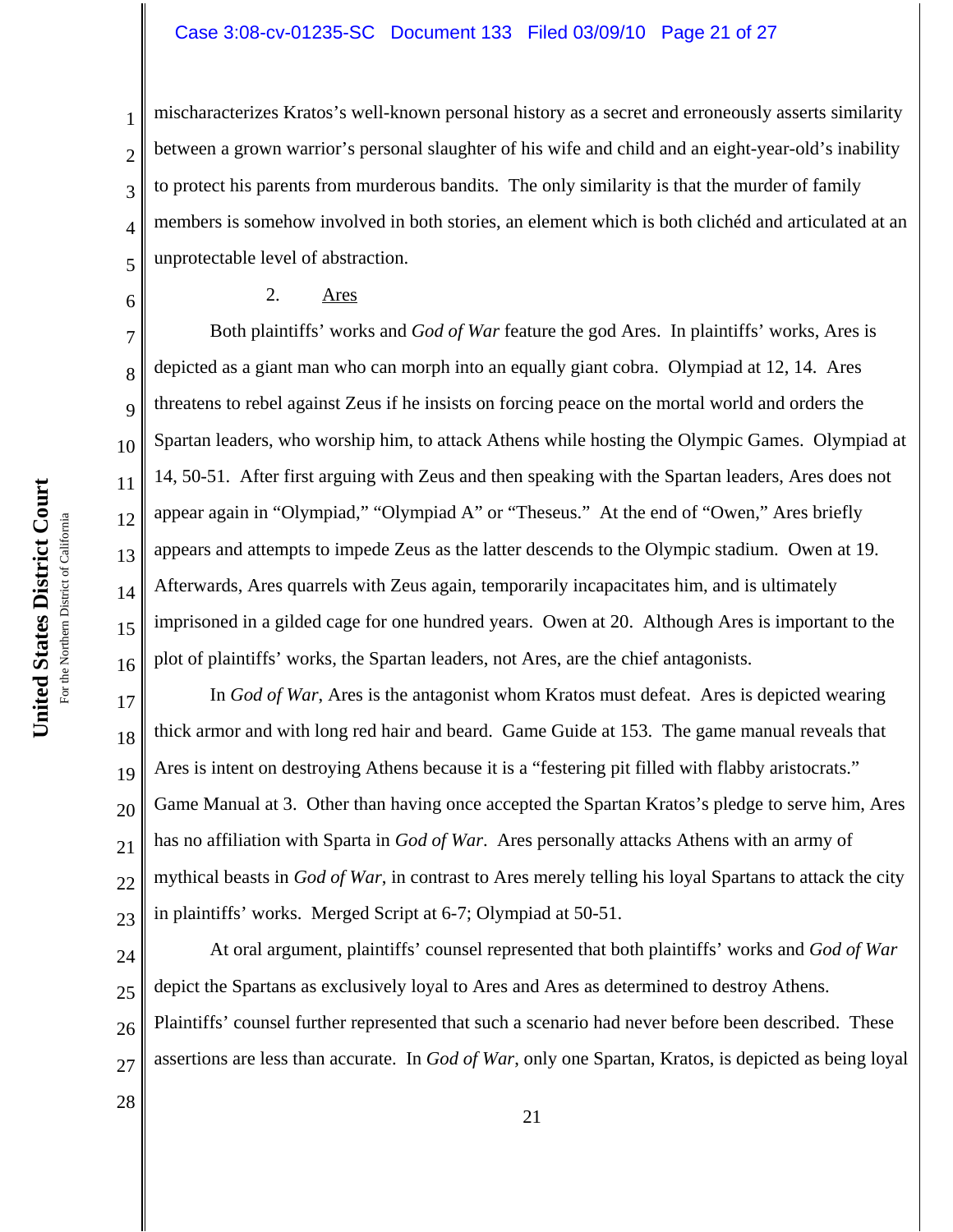mischaracterizes Kratos's well-known personal history as a secret and erroneously asserts similarity between a grown warrior's personal slaughter of his wife and child and an eight-year-old's inability to protect his parents from murderous bandits. The only similarity is that the murder of family members is somehow involved in both stories, an element which is both clichéd and articulated at an unprotectable level of abstraction.

2. Ares

Both plaintiffs' works and *God of War* feature the god Ares. In plaintiffs' works, Ares is depicted as a giant man who can morph into an equally giant cobra. Olympiad at 12, 14. Ares threatens to rebel against Zeus if he insists on forcing peace on the mortal world and orders the Spartan leaders, who worship him, to attack Athens while hosting the Olympic Games. Olympiad at 14, 50-51. After first arguing with Zeus and then speaking with the Spartan leaders, Ares does not appear again in "Olympiad," "Olympiad A" or "Theseus." At the end of "Owen," Ares briefly appears and attempts to impede Zeus as the latter descends to the Olympic stadium. Owen at 19. Afterwards, Ares quarrels with Zeus again, temporarily incapacitates him, and is ultimately imprisoned in a gilded cage for one hundred years. Owen at 20. Although Ares is important to the plot of plaintiffs' works, the Spartan leaders, not Ares, are the chief antagonists.

In *God of War*, Ares is the antagonist whom Kratos must defeat. Ares is depicted wearing thick armor and with long red hair and beard. Game Guide at 153. The game manual reveals that Ares is intent on destroying Athens because it is a "festering pit filled with flabby aristocrats." Game Manual at 3. Other than having once accepted the Spartan Kratos's pledge to serve him, Ares has no affiliation with Sparta in *God of War*. Ares personally attacks Athens with an army of mythical beasts in *God of War*, in contrast to Ares merely telling his loyal Spartans to attack the city in plaintiffs' works. Merged Script at 6-7; Olympiad at 50-51.

At oral argument, plaintiffs' counsel represented that both plaintiffs' works and *God of War* depict the Spartans as exclusively loyal to Ares and Ares as determined to destroy Athens. Plaintiffs' counsel further represented that such a scenario had never before been described. These assertions are less than accurate. In *God of War*, only one Spartan, Kratos, is depicted as being loyal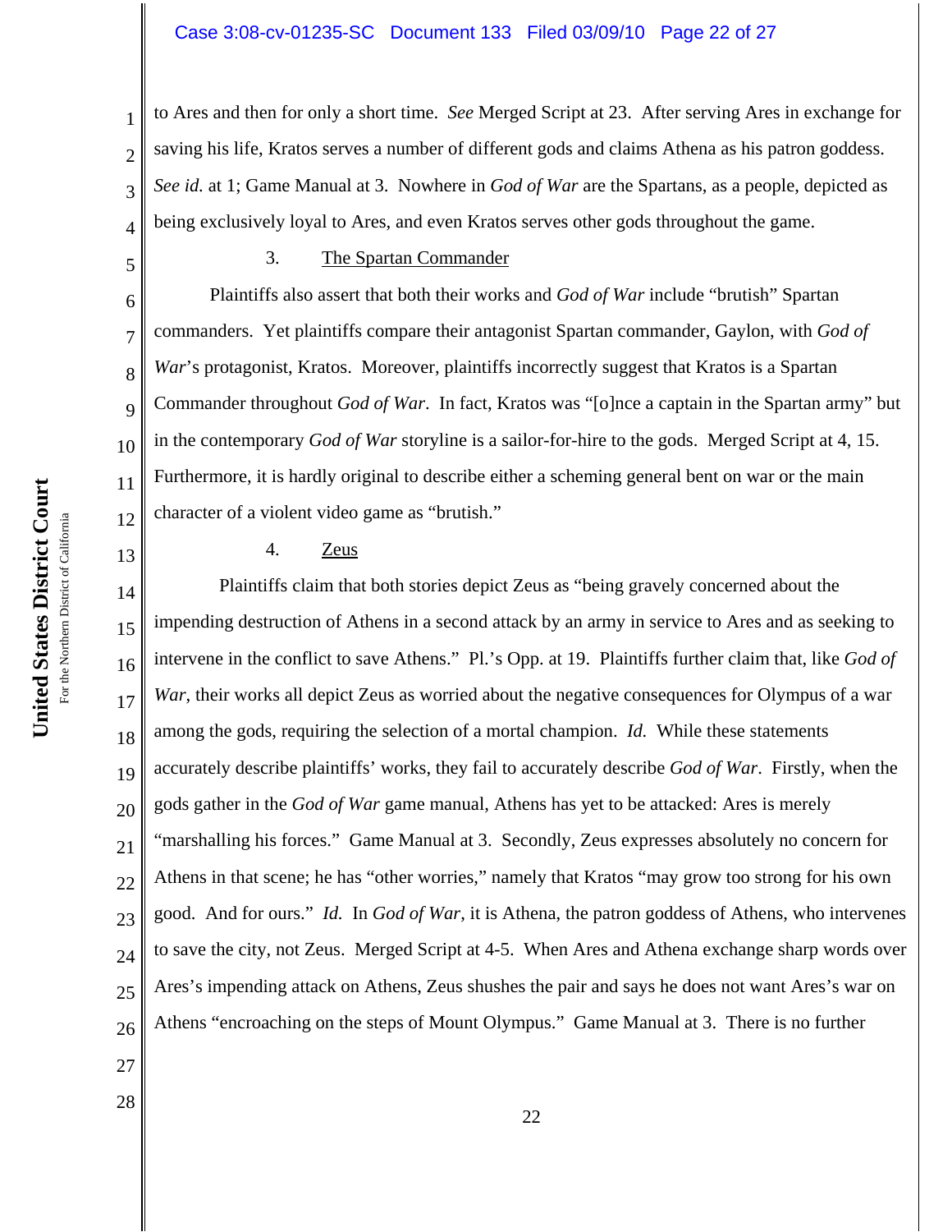to Ares and then for only a short time. *See* Merged Script at 23. After serving Ares in exchange for saving his life, Kratos serves a number of different gods and claims Athena as his patron goddess. *See id.* at 1; Game Manual at 3. Nowhere in *God of War* are the Spartans, as a people, depicted as being exclusively loyal to Ares, and even Kratos serves other gods throughout the game.

3. <u>The Spartan Commander</u>

Plaintiffs also assert that both their works and *God of War* include "brutish" Spartan commanders. Yet plaintiffs compare their antagonist Spartan commander, Gaylon, with *God of War*'s protagonist, Kratos. Moreover, plaintiffs incorrectly suggest that Kratos is a Spartan Commander throughout *God of War*. In fact, Kratos was "[o]nce a captain in the Spartan army" but in the contemporary *God of War* storyline is a sailor-for-hire to the gods. Merged Script at 4, 15. Furthermore, it is hardly original to describe either a scheming general bent on war or the main character of a violent video game as "brutish."

4. <u>Zeus</u>

Plaintiffs claim that both stories depict Zeus as "being gravely concerned about the impending destruction of Athens in a second attack by an army in service to Ares and as seeking to intervene in the conflict to save Athens." Pl.'s Opp. at 19. Plaintiffs further claim that, like *God of War*, their works all depict Zeus as worried about the negative consequences for Olympus of a war among the gods, requiring the selection of a mortal champion. *Id.* While these statements accurately describe plaintiffs' works, they fail to accurately describe *God of War*. Firstly, when the gods gather in the *God of War* game manual, Athens has yet to be attacked: Ares is merely "marshalling his forces." Game Manual at 3. Secondly, Zeus expresses absolutely no concern for Athens in that scene; he has "other worries," namely that Kratos "may grow too strong for his own good. And for ours." *Id.* In *God of War*, it is Athena, the patron goddess of Athens, who intervenes to save the city, not Zeus. Merged Script at 4-5. When Ares and Athena exchange sharp words over Ares's impending attack on Athens, Zeus shushes the pair and says he does not want Ares's war on Athens "encroaching on the steps of Mount Olympus." Game Manual at 3. There is no further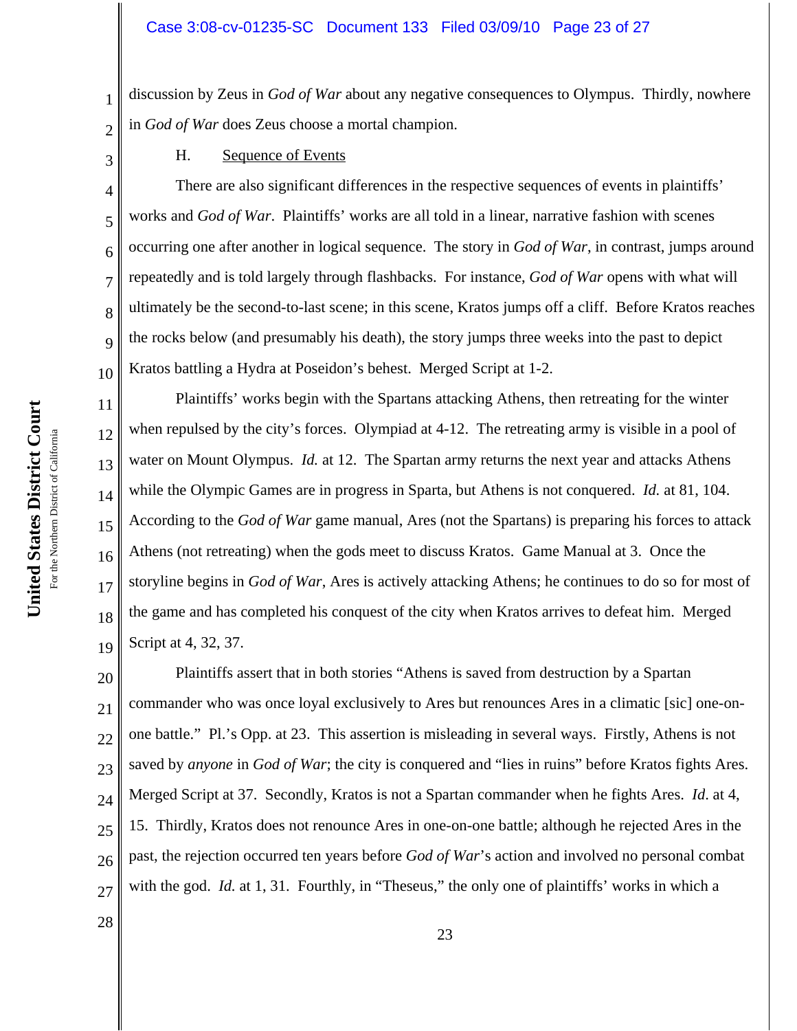discussion by Zeus in *God of War* about any negative consequences to Olympus. Thirdly, nowhere in *God of War* does Zeus choose a mortal champion.

H. Sequence of Events

There are also significant differences in the respective sequences of events in plaintiffs' works and *God of War*. Plaintiffs' works are all told in a linear, narrative fashion with scenes occurring one after another in logical sequence. The story in *God of War*, in contrast, jumps around repeatedly and is told largely through flashbacks. For instance, *God of War* opens with what will ultimately be the second-to-last scene; in this scene, Kratos jumps off a cliff. Before Kratos reaches the rocks below (and presumably his death), the story jumps three weeks into the past to depict Kratos battling a Hydra at Poseidon's behest. Merged Script at 1-2.

Plaintiffs' works begin with the Spartans attacking Athens, then retreating for the winter when repulsed by the city's forces. Olympiad at 4-12. The retreating army is visible in a pool of water on Mount Olympus. *Id.* at 12. The Spartan army returns the next year and attacks Athens while the Olympic Games are in progress in Sparta, but Athens is not conquered. *Id.* at 81, 104. According to the *God of War* game manual, Ares (not the Spartans) is preparing his forces to attack Athens (not retreating) when the gods meet to discuss Kratos. Game Manual at 3. Once the storyline begins in *God of War*, Ares is actively attacking Athens; he continues to do so for most of the game and has completed his conquest of the city when Kratos arrives to defeat him. Merged Script at 4, 32, 37.

Plaintiffs assert that in both stories "Athens is saved from destruction by a Spartan commander who was once loyal exclusively to Ares but renounces Ares in a climatic [sic] one-on-one battle." Pl.'s Opp. at 23. This assertion is misleading in several ways. Firstly, Athens is not saved by *anyone* in *God of War*; the city is conquered and "lies in ruins" before Kratos fights Ares. Merged Script at 37. Secondly, Kratos is not a Spartan commander when he fights Ares. *Id.* at 4, 15. Thirdly, Kratos does not renounce Ares in one-on-one battle; although he rejected Ares in the past, the rejection occurred ten years before *God of War*'s action and involved no personal combat with the god. *Id.* at 1, 31. Fourthly, in "Theseus," the only one of plaintiffs' works in which a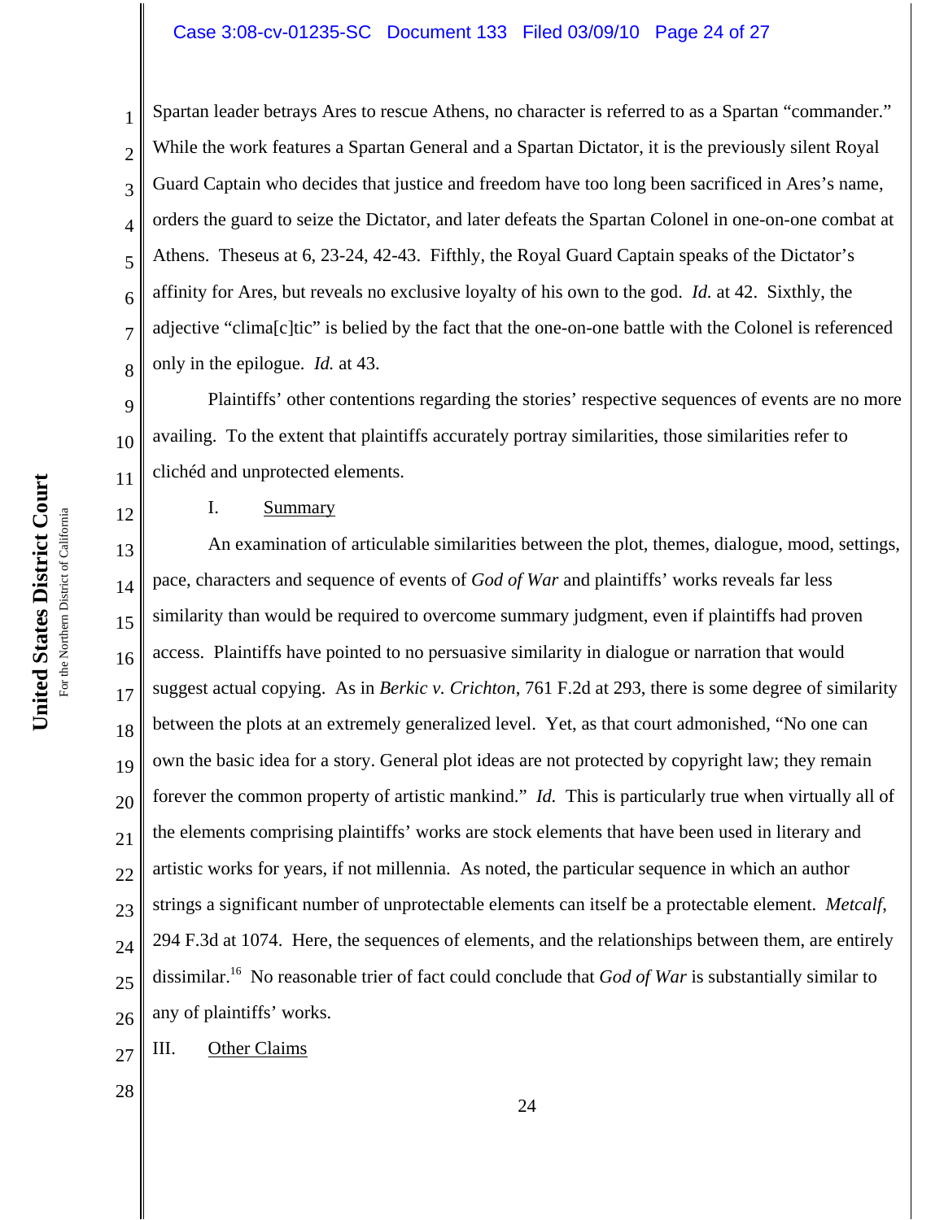Spartan leader betrays Ares to rescue Athens, no character is referred to as a Spartan "commander." While the work features a Spartan General and a Spartan Dictator, it is the previously silent Royal Guard Captain who decides that justice and freedom have too long been sacrificed in Ares's name, orders the guard to seize the Dictator, and later defeats the Spartan Colonel in one-on-one combat at Athens. Theseus at 6, 23-24, 42-43. Fifthly, the Royal Guard Captain speaks of the Dictator's affinity for Ares, but reveals no exclusive loyalty of his own to the god. *Id.* at 42. Sixthly, the adjective "clima[c]tic" is belied by the fact that the one-on-one battle with the Colonel is referenced only in the epilogue. *Id.* at 43.

Plaintiffs' other contentions regarding the stories' respective sequences of events are no more availing. To the extent that plaintiffs accurately portray similarities, those similarities refer to clichéd and unprotected elements.

I. Summary

An examination of articulable similarities between the plot, themes, dialogue, mood, settings, pace, characters and sequence of events of *God of War* and plaintiffs' works reveals far less similarity than would be required to overcome summary judgment, even if plaintiffs had proven access. Plaintiffs have pointed to no persuasive similarity in dialogue or narration that would suggest actual copying. As in *Berkic v. Crichton*, 761 F.2d at 293, there is some degree of similarity between the plots at an extremely generalized level. Yet, as that court admonished, "No one can own the basic idea for a story. General plot ideas are not protected by copyright law; they remain forever the common property of artistic mankind." *Id.* This is particularly true when virtually all of the elements comprising plaintiffs' works are stock elements that have been used in literary and artistic works for years, if not millennia. As noted, the particular sequence in which an author strings a significant number of unprotectable elements can itself be a protectable element. *Metcalf*, 294 F.3d at 1074. Here, the sequences of elements, and the relationships between them, are entirely dissimilar.[16] No reasonable trier of fact could conclude that *God of War* is substantially similar to any of plaintiffs' works.

III. Other Claims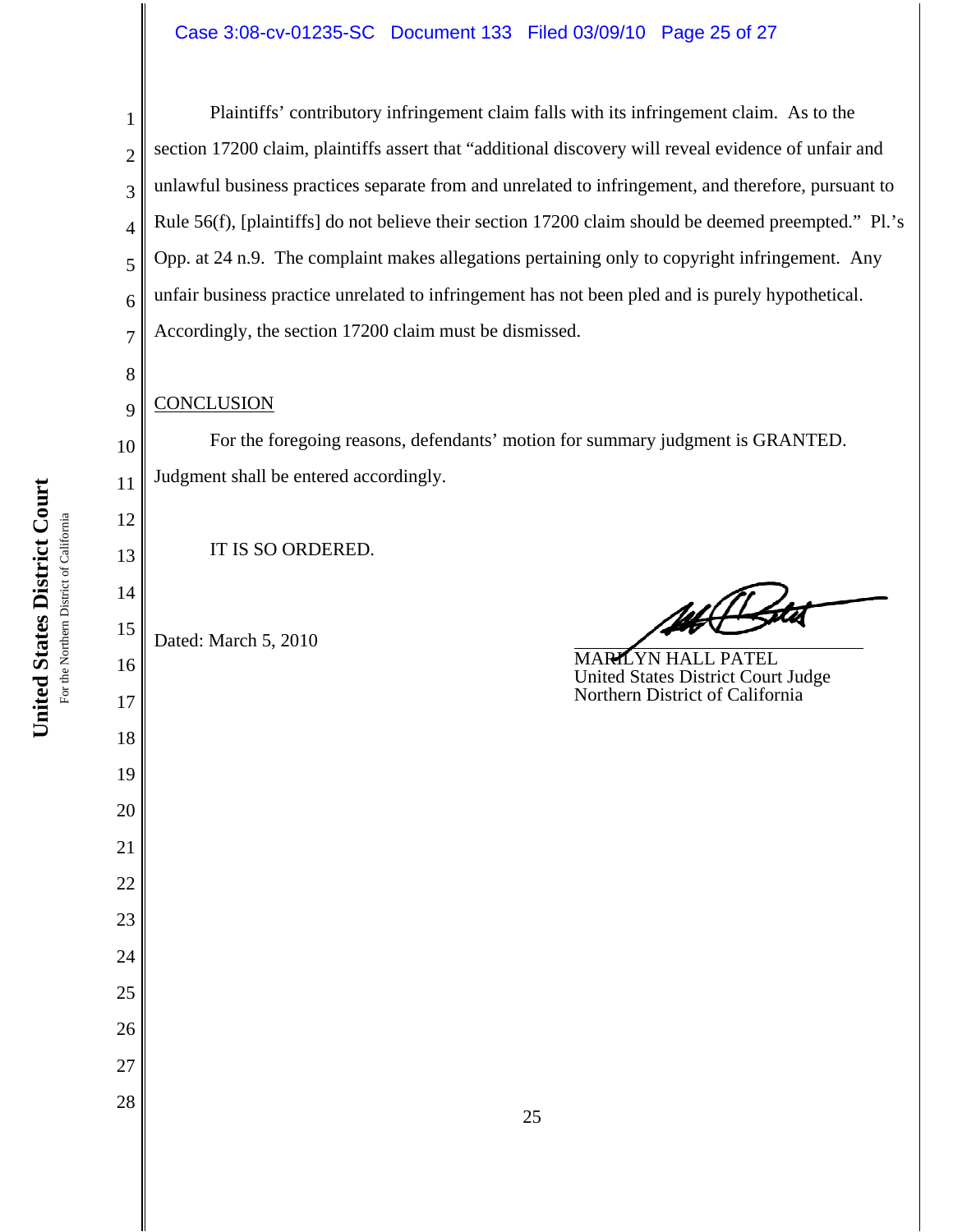Plaintiffs' contributory infringement claim falls with its infringement claim. As to the section 17200 claim, plaintiffs assert that "additional discovery will reveal evidence of unfair and unlawful business practices separate from and unrelated to infringement, and therefore, pursuant to Rule 56(f), [plaintiffs] do not believe their section 17200 claim should be deemed preempted." Pl.'s Opp. at 24 n.9. The complaint makes allegations pertaining only to copyright infringement. Any unfair business practice unrelated to infringement has not been pled and is purely hypothetical. Accordingly, the section 17200 claim must be dismissed.

CONCLUSION

For the foregoing reasons, defendants' motion for summary judgment is GRANTED. Judgment shall be entered accordingly.

IT IS SO ORDERED.

Dated: March 5, 2010

MARILYN HALL PATEL
United States District Court Judge
Northern District of California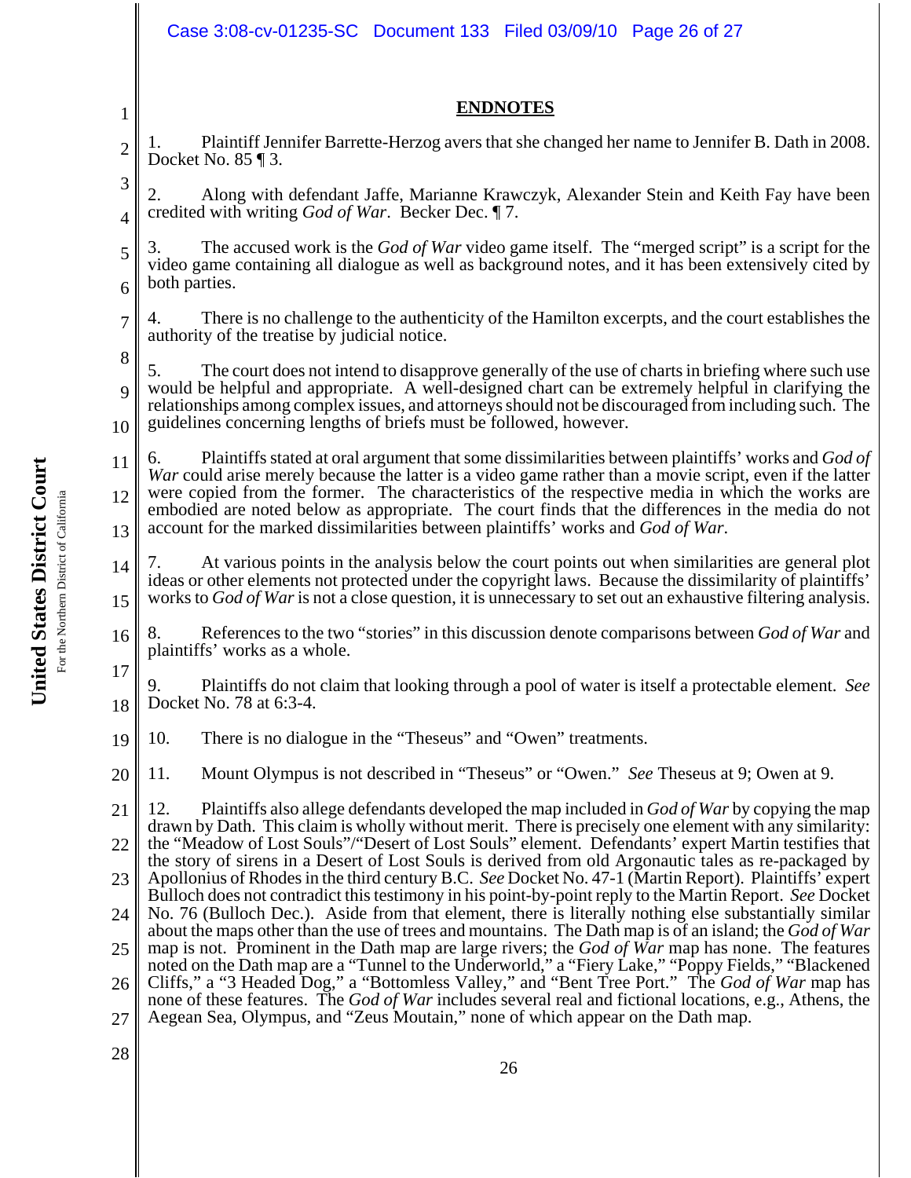## ENDNOTES

1. Plaintiff Jennifer Barrette-Herzog avers that she changed her name to Jennifer B. Dath in 2008. Docket No. 85 ¶ 3.

2. Along with defendant Jaffe, Marianne Krawczyk, Alexander Stein and Keith Fay have been credited with writing *God of War*. Becker Dec. ¶ 7.

3. The accused work is the *God of War* video game itself. The "merged script" is a script for the video game containing all dialogue as well as background notes, and it has been extensively cited by both parties.

4. There is no challenge to the authenticity of the Hamilton excerpts, and the court establishes the authority of the treatise by judicial notice.

5. The court does not intend to disapprove generally of the use of charts in briefing where such use would be helpful and appropriate. A well-designed chart can be extremely helpful in clarifying the relationships among complex issues, and attorneys should not be discouraged from including such. The guidelines concerning lengths of briefs must be followed, however.

6. Plaintiffs stated at oral argument that some dissimilarities between plaintiffs' works and *God of War* could arise merely because the latter is a video game rather than a movie script, even if the latter were copied from the former. The characteristics of the respective media in which the works are embodied are noted below as appropriate. The court finds that the differences in the media do not account for the marked dissimilarities between plaintiffs' works and *God of War*.

7. At various points in the analysis below the court points out when similarities are general plot ideas or other elements not protected under the copyright laws. Because the dissimilarity of plaintiffs' works to *God of War* is not a close question, it is unnecessary to set out an exhaustive filtering analysis.

8. References to the two "stories" in this discussion denote comparisons between *God of War* and plaintiffs' works as a whole.

9. Plaintiffs do not claim that looking through a pool of water is itself a protectable element. *See* Docket No. 78 at 6:3-4.

10. There is no dialogue in the "Theseus" and "Owen" treatments.

11. Mount Olympus is not described in "Theseus" or "Owen." *See* Theseus at 9; Owen at 9.

12. Plaintiffs also allege defendants developed the map included in *God of War* by copying the map drawn by Dath. This claim is wholly without merit. There is precisely one element with any similarity: the "Meadow of Lost Souls"/"Desert of Lost Souls" element. Defendants' expert Martin testifies that the story of sirens in a Desert of Lost Souls is derived from old Argonautic tales as re-packaged by Apollonius of Rhodes in the third century B.C. *See* Docket No. 47-1 (Martin Report). Plaintiffs' expert Bulloch does not contradict this testimony in his point-by-point reply to the Martin Report. *See* Docket No. 76 (Bulloch Dec.). Aside from that element, there is literally nothing else substantially similar about the maps other than the use of trees and mountains. The Dath map is of an island; the *God of War* map is not. Prominent in the Dath map are large rivers; the *God of War* map has none. The features noted on the Dath map are a "Tunnel to the Underworld," a "Fiery Lake," "Poppy Fields," "Blackened Cliffs," a "3 Headed Dog," a "Bottomless Valley," and "Bent Tree Port." The *God of War* map has none of these features. The *God of War* includes several real and fictional locations, e.g., Athens, the Aegean Sea, Olympus, and "Zeus Moutain," none of which appear on the Dath map.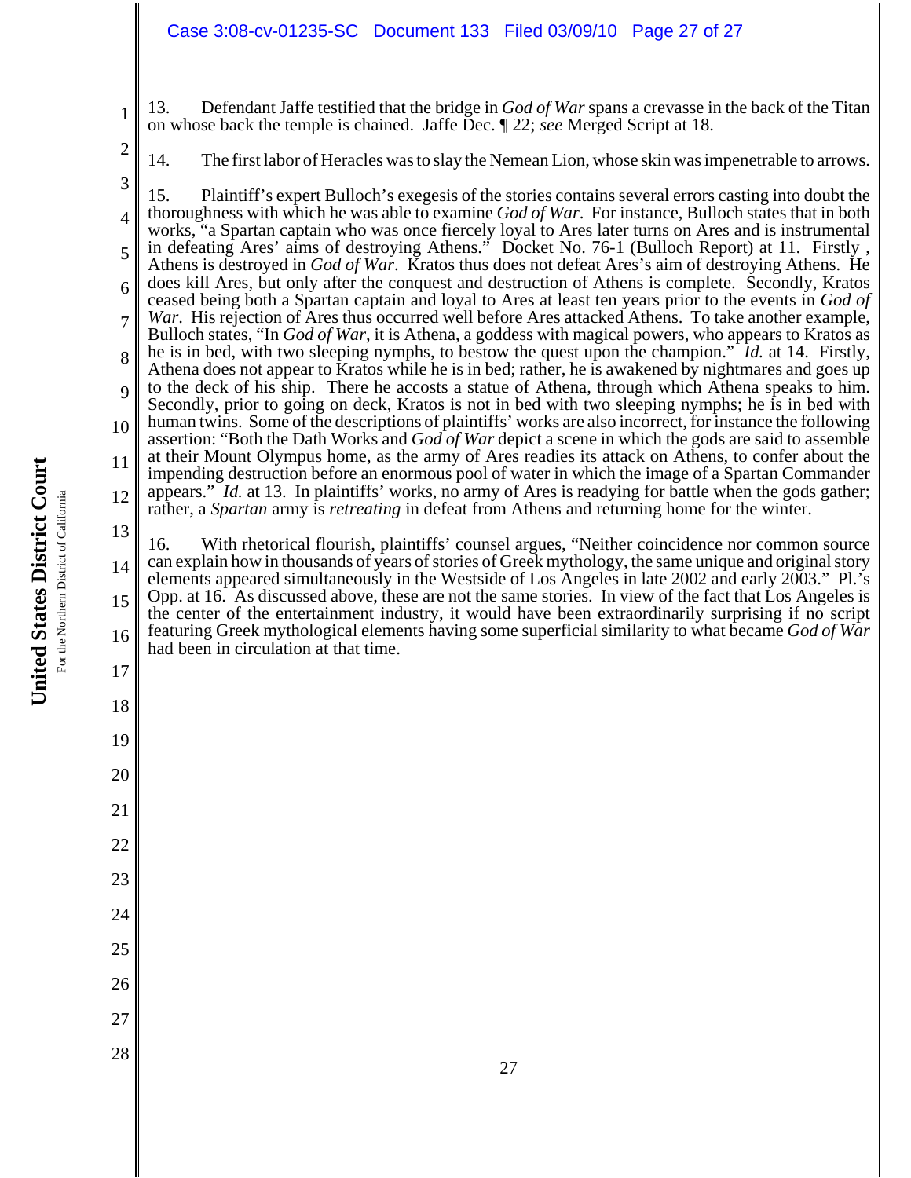13. Defendant Jaffe testified that the bridge in *God of War* spans a crevasse in the back of the Titan on whose back the temple is chained. Jaffe Dec. ¶ 22; *see* Merged Script at 18.

14. The first labor of Heracles was to slay the Nemean Lion, whose skin was impenetrable to arrows.

15. Plaintiff's expert Bulloch's exegesis of the stories contains several errors casting into doubt the thoroughness with which he was able to examine *God of War*. For instance, Bulloch states that in both works, "a Spartan captain who was once fiercely loyal to Ares later turns on Ares and is instrumental in defeating Ares' aims of destroying Athens." Docket No. 76-1 (Bulloch Report) at 11. Firstly , Athens is destroyed in *God of War*. Kratos thus does not defeat Ares's aim of destroying Athens. He does kill Ares, but only after the conquest and destruction of Athens is complete. Secondly, Kratos ceased being both a Spartan captain and loyal to Ares at least ten years prior to the events in *God of War*. His rejection of Ares thus occurred well before Ares attacked Athens. To take another example, Bulloch states, "In *God of War*, it is Athena, a goddess with magical powers, who appears to Kratos as he is in bed, with two sleeping nymphs, to bestow the quest upon the champion." *Id.* at 14. Firstly, Athena does not appear to Kratos while he is in bed; rather, he is awakened by nightmares and goes up to the deck of his ship. There he accosts a statue of Athena, through which Athena speaks to him. Secondly, prior to going on deck, Kratos is not in bed with two sleeping nymphs; he is in bed with human twins. Some of the descriptions of plaintiffs' works are also incorrect, for instance the following assertion: "Both the Dath Works and *God of War* depict a scene in which the gods are said to assemble at their Mount Olympus home, as the army of Ares readies its attack on Athens, to confer about the impending destruction before an enormous pool of water in which the image of a Spartan Commander appears." *Id.* at 13. In plaintiffs' works, no army of Ares is readying for battle when the gods gather; rather, a *Spartan* army is *retreating* in defeat from Athens and returning home for the winter.

16. With rhetorical flourish, plaintiffs' counsel argues, "Neither coincidence nor common source can explain how in thousands of years of stories of Greek mythology, the same unique and original story elements appeared simultaneously in the Westside of Los Angeles in late 2002 and early 2003." Pl.'s Opp. at 16. As discussed above, these are not the same stories. In view of the fact that Los Angeles is the center of the entertainment industry, it would have been extraordinarily surprising if no script featuring Greek mythological elements having some superficial similarity to what became *God of War* had been in circulation at that time.